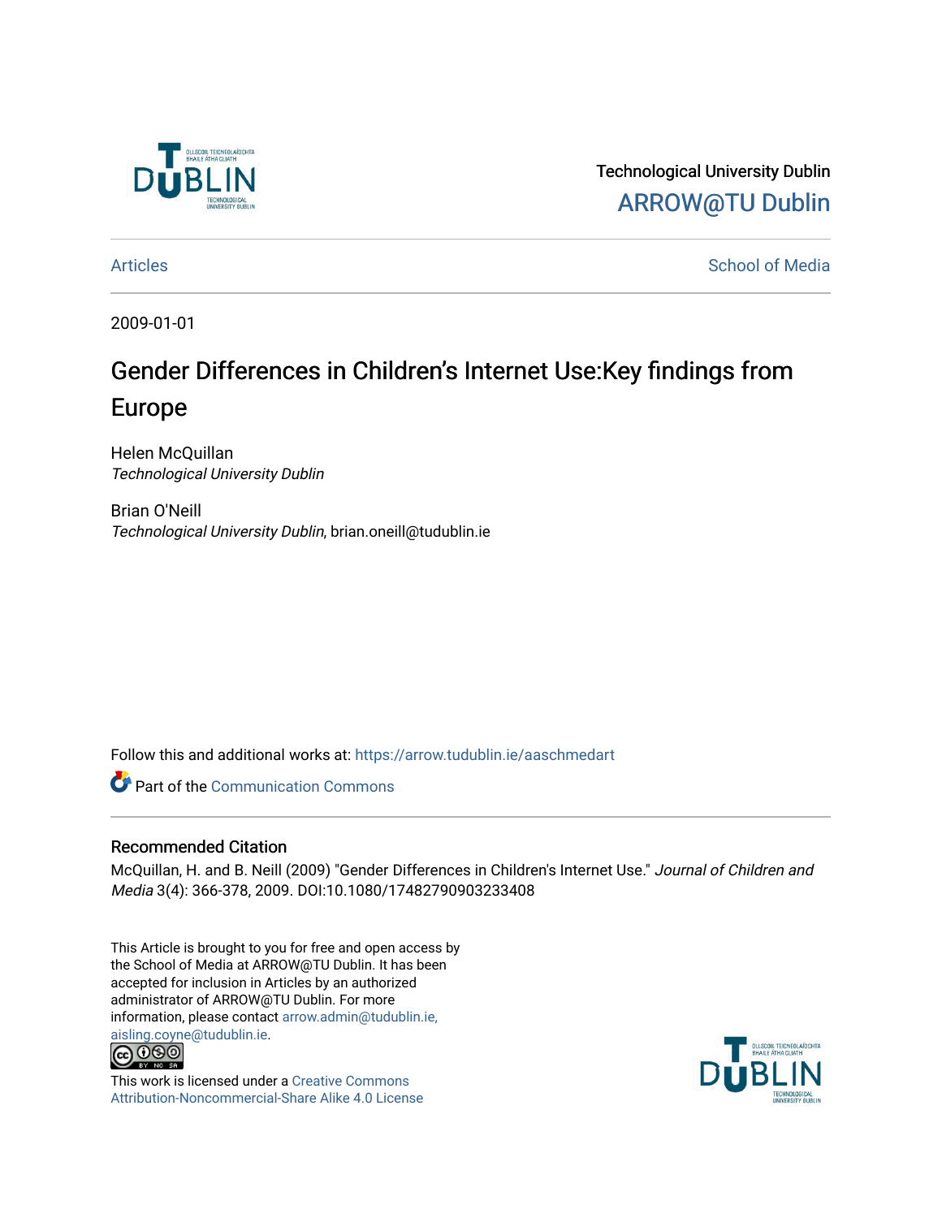Technological University Dublin

ARROW@TU Dublin

Articles

School of Media

2009-01-01

# Gender Differences in Children's Internet Use:Key findings from Europe

Helen McQuillan
*Technological University Dublin*

Brian O'Neill
*Technological University Dublin*, brian.oneill@tudublin.ie

Follow this and additional works at: https://arrow.tudublin.ie/aaschmedart

Part of the Communication Commons

## Recommended Citation

McQuillan, H. and B. Neill (2009) "Gender Differences in Children's Internet Use." *Journal of Children and Media* 3(4): 366-378, 2009. DOI:10.1080/17482790903233408

This Article is brought to you for free and open access by the School of Media at ARROW@TU Dublin. It has been accepted for inclusion in Articles by an authorized administrator of ARROW@TU Dublin. For more information, please contact arrow.admin@tudublin.ie, aisling.coyne@tudublin.ie.

This work is licensed under a Creative Commons Attribution-Noncommercial-Share Alike 4.0 License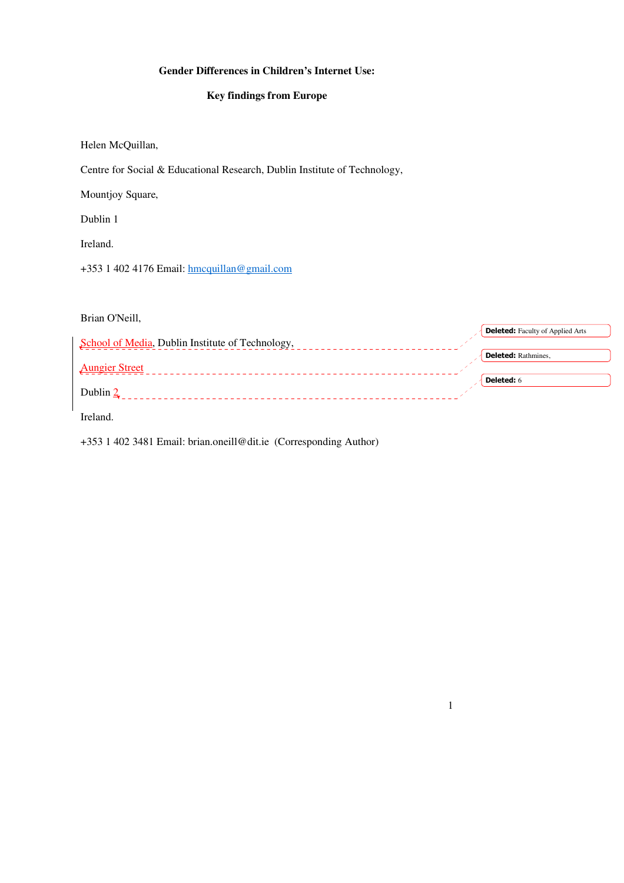**Gender Differences in Children's Internet Use:**

**Key findings from Europe**

Helen McQuillan,

Centre for Social & Educational Research, Dublin Institute of Technology,

Mountjoy Square,

Dublin 1

Ireland.

+353 1 402 4176 Email: hmcquillan@gmail.com

Brian O'Neill,

School of Media, Dublin Institute of Technology,

Aungier Street

Dublin 2

Ireland.

+353 1 402 3481 Email: brian.oneill@dit.ie (Corresponding Author)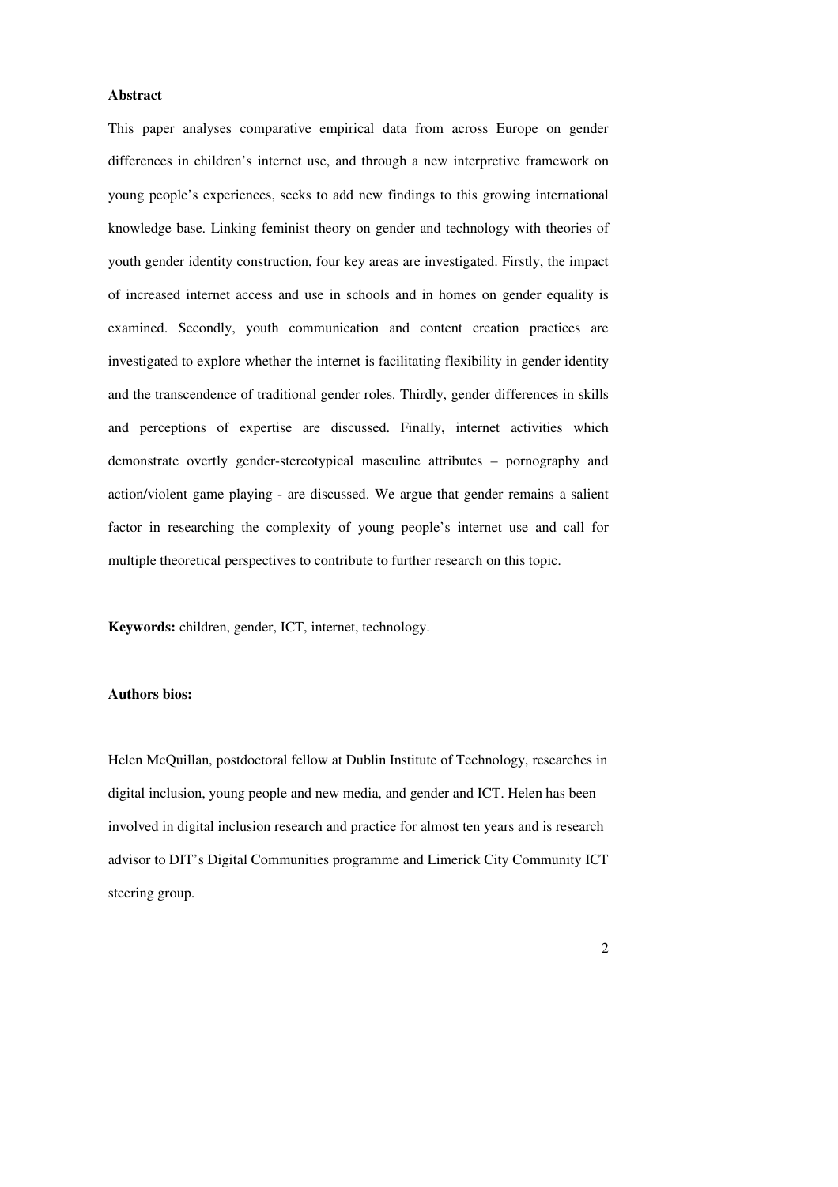**Abstract**

This paper analyses comparative empirical data from across Europe on gender differences in children's internet use, and through a new interpretive framework on young people's experiences, seeks to add new findings to this growing international knowledge base. Linking feminist theory on gender and technology with theories of youth gender identity construction, four key areas are investigated. Firstly, the impact of increased internet access and use in schools and in homes on gender equality is examined. Secondly, youth communication and content creation practices are investigated to explore whether the internet is facilitating flexibility in gender identity and the transcendence of traditional gender roles. Thirdly, gender differences in skills and perceptions of expertise are discussed. Finally, internet activities which demonstrate overtly gender-stereotypical masculine attributes – pornography and action/violent game playing - are discussed. We argue that gender remains a salient factor in researching the complexity of young people's internet use and call for multiple theoretical perspectives to contribute to further research on this topic.

**Keywords:** children, gender, ICT, internet, technology.

**Authors bios:**

Helen McQuillan, postdoctoral fellow at Dublin Institute of Technology, researches in digital inclusion, young people and new media, and gender and ICT. Helen has been involved in digital inclusion research and practice for almost ten years and is research advisor to DIT's Digital Communities programme and Limerick City Community ICT steering group.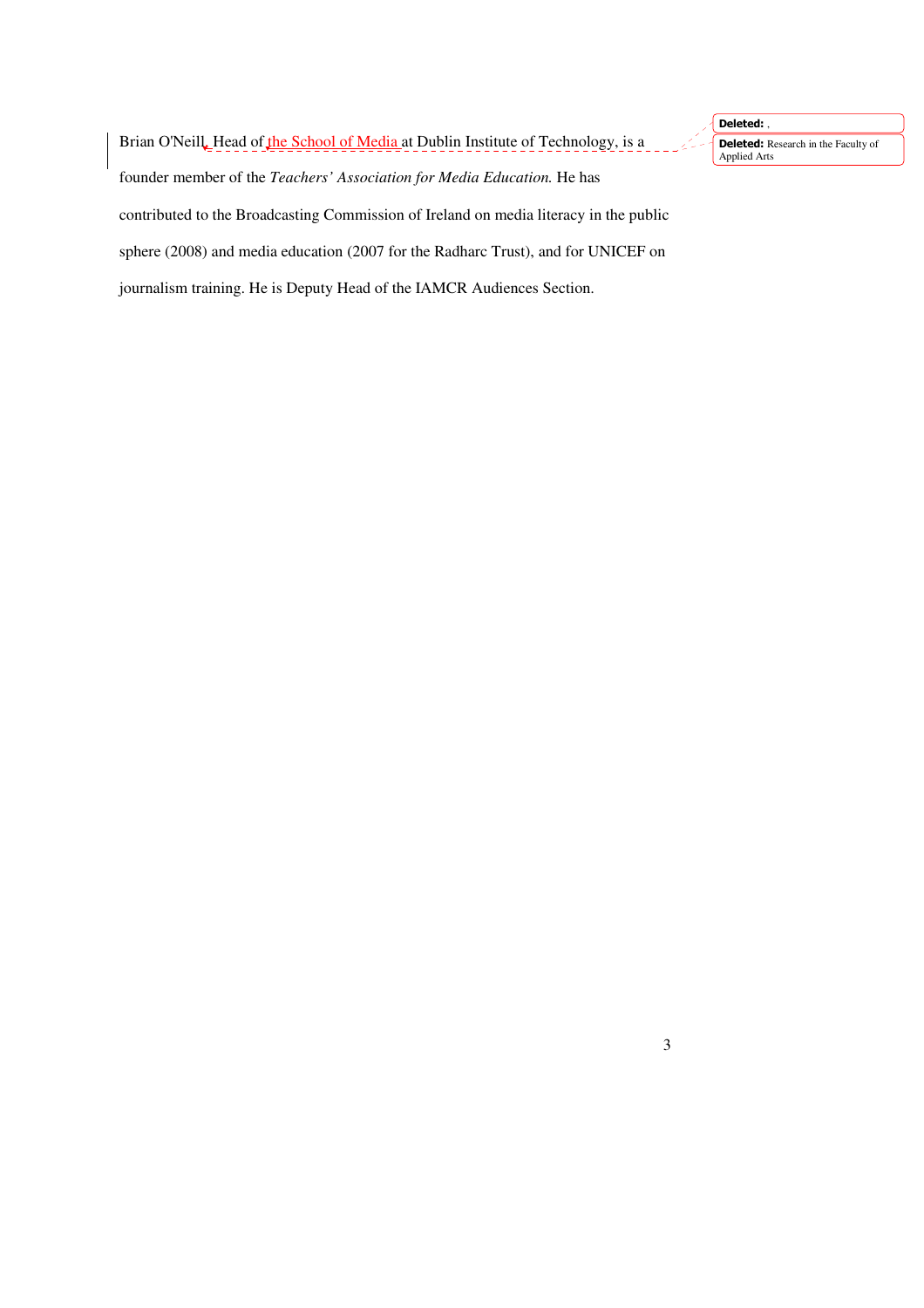Brian O'Neill, Head of the School of Media at Dublin Institute of Technology, is a founder member of the *Teachers' Association for Media Education.* He has contributed to the Broadcasting Commission of Ireland on media literacy in the public sphere (2008) and media education (2007 for the Radharc Trust), and for UNICEF on journalism training. He is Deputy Head of the IAMCR Audiences Section.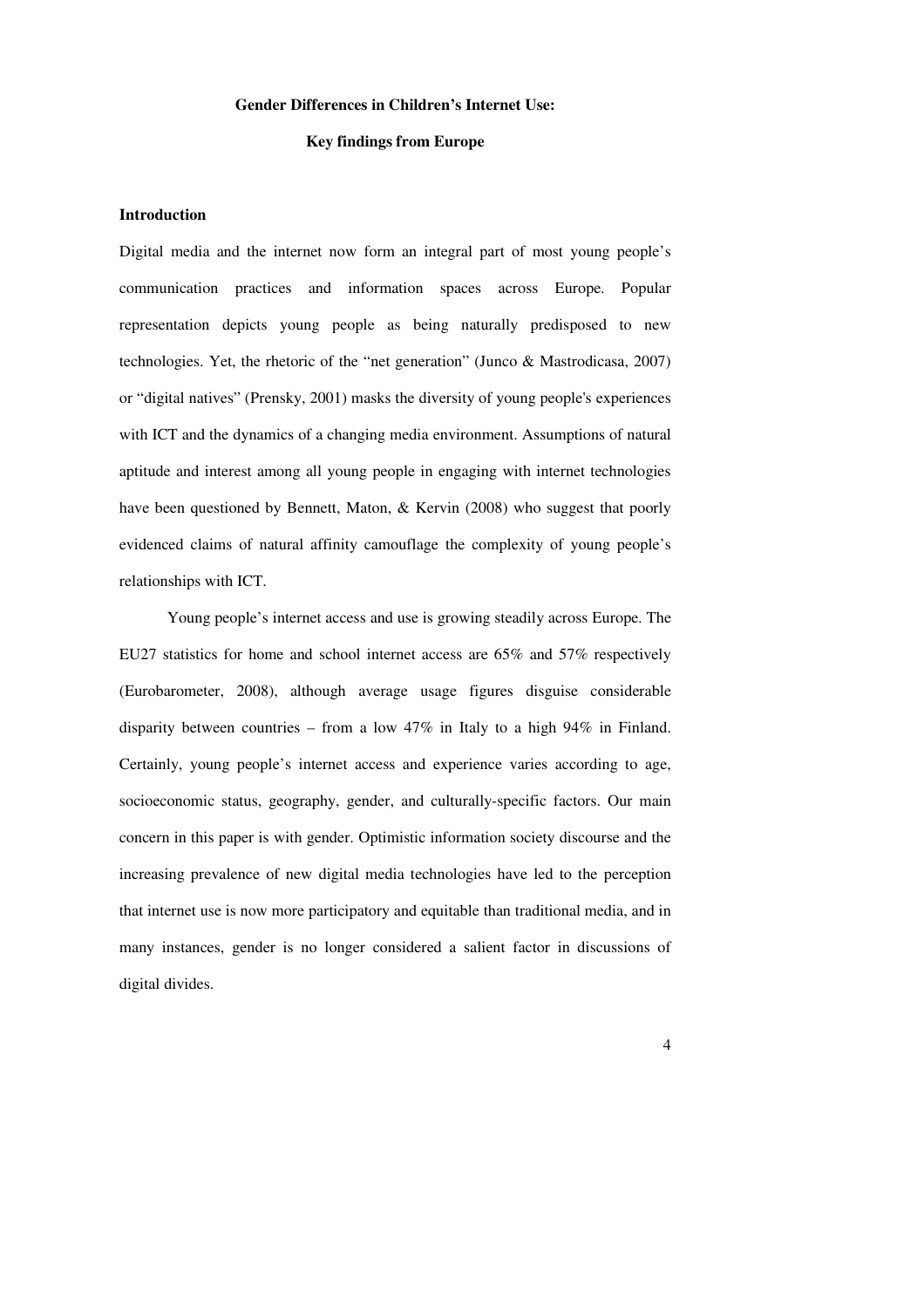# Gender Differences in Children's Internet Use:

## Key findings from Europe

### Introduction

Digital media and the internet now form an integral part of most young people's communication practices and information spaces across Europe. Popular representation depicts young people as being naturally predisposed to new technologies. Yet, the rhetoric of the "net generation" (Junco & Mastrodicasa, 2007) or "digital natives" (Prensky, 2001) masks the diversity of young people's experiences with ICT and the dynamics of a changing media environment. Assumptions of natural aptitude and interest among all young people in engaging with internet technologies have been questioned by Bennett, Maton, & Kervin (2008) who suggest that poorly evidenced claims of natural affinity camouflage the complexity of young people's relationships with ICT.

Young people's internet access and use is growing steadily across Europe. The EU27 statistics for home and school internet access are 65% and 57% respectively (Eurobarometer, 2008), although average usage figures disguise considerable disparity between countries – from a low 47% in Italy to a high 94% in Finland. Certainly, young people's internet access and experience varies according to age, socioeconomic status, geography, gender, and culturally-specific factors. Our main concern in this paper is with gender. Optimistic information society discourse and the increasing prevalence of new digital media technologies have led to the perception that internet use is now more participatory and equitable than traditional media, and in many instances, gender is no longer considered a salient factor in discussions of digital divides.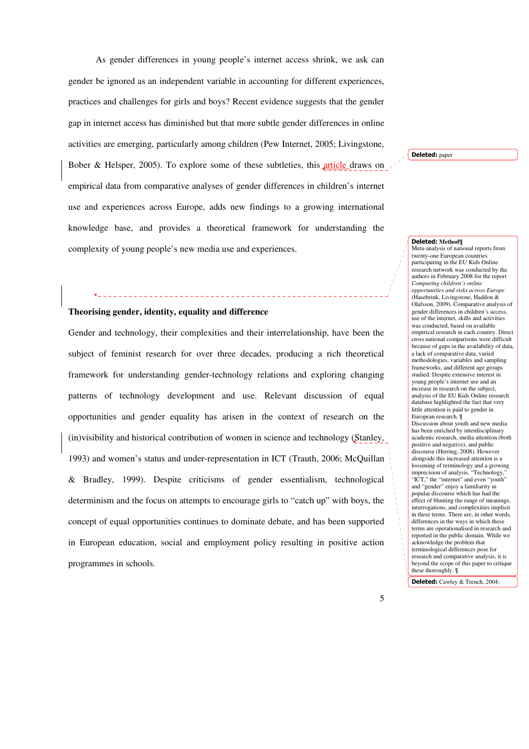As gender differences in young people's internet access shrink, we ask can gender be ignored as an independent variable in accounting for different experiences, practices and challenges for girls and boys? Recent evidence suggests that the gender gap in internet access has diminished but that more subtle gender differences in online activities are emerging, particularly among children (Pew Internet, 2005; Livingstone, Bober & Helsper, 2005). To explore some of these subtleties, this article draws on empirical data from comparative analyses of gender differences in children's internet use and experiences across Europe, adds new findings to a growing international knowledge base, and provides a theoretical framework for understanding the complexity of young people's new media use and experiences.

**Theorising gender, identity, equality and difference**

Gender and technology, their complexities and their interrelationship, have been the subject of feminist research for over three decades, producing a rich theoretical framework for understanding gender-technology relations and exploring changing patterns of technology development and use. Relevant discussion of equal opportunities and gender equality has arisen in the context of research on the (in)visibility and historical contribution of women in science and technology (Stanley, 1993) and women's status and under-representation in ICT (Trauth, 2006; McQuillan & Bradley, 1999). Despite criticisms of gender essentialism, technological determinism and the focus on attempts to encourage girls to "catch up" with boys, the concept of equal opportunities continues to dominate debate, and has been supported in European education, social and employment policy resulting in positive action programmes in schools.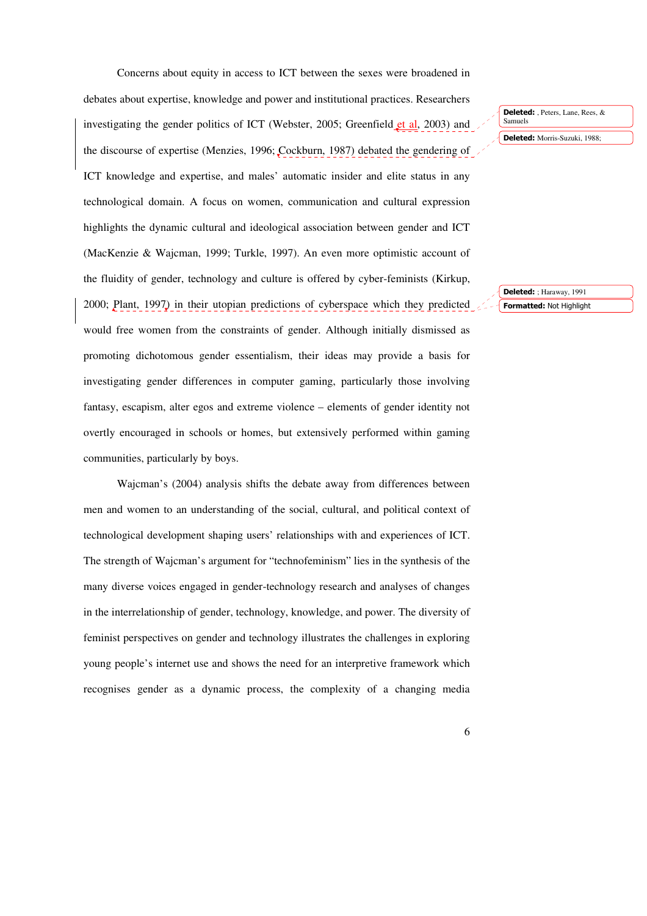Concerns about equity in access to ICT between the sexes were broadened in debates about expertise, knowledge and power and institutional practices. Researchers investigating the gender politics of ICT (Webster, 2005; Greenfield et al, 2003) and the discourse of expertise (Menzies, 1996; Cockburn, 1987) debated the gendering of ICT knowledge and expertise, and males' automatic insider and elite status in any technological domain. A focus on women, communication and cultural expression highlights the dynamic cultural and ideological association between gender and ICT (MacKenzie & Wajcman, 1999; Turkle, 1997). An even more optimistic account of the fluidity of gender, technology and culture is offered by cyber-feminists (Kirkup, 2000; Plant, 1997) in their utopian predictions of cyberspace which they predicted would free women from the constraints of gender. Although initially dismissed as promoting dichotomous gender essentialism, their ideas may provide a basis for investigating gender differences in computer gaming, particularly those involving fantasy, escapism, alter egos and extreme violence – elements of gender identity not overtly encouraged in schools or homes, but extensively performed within gaming communities, particularly by boys.

Wajcman's (2004) analysis shifts the debate away from differences between men and women to an understanding of the social, cultural, and political context of technological development shaping users' relationships with and experiences of ICT. The strength of Wajcman's argument for "technofeminism" lies in the synthesis of the many diverse voices engaged in gender-technology research and analyses of changes in the interrelationship of gender, technology, knowledge, and power. The diversity of feminist perspectives on gender and technology illustrates the challenges in exploring young people's internet use and shows the need for an interpretive framework which recognises gender as a dynamic process, the complexity of a changing media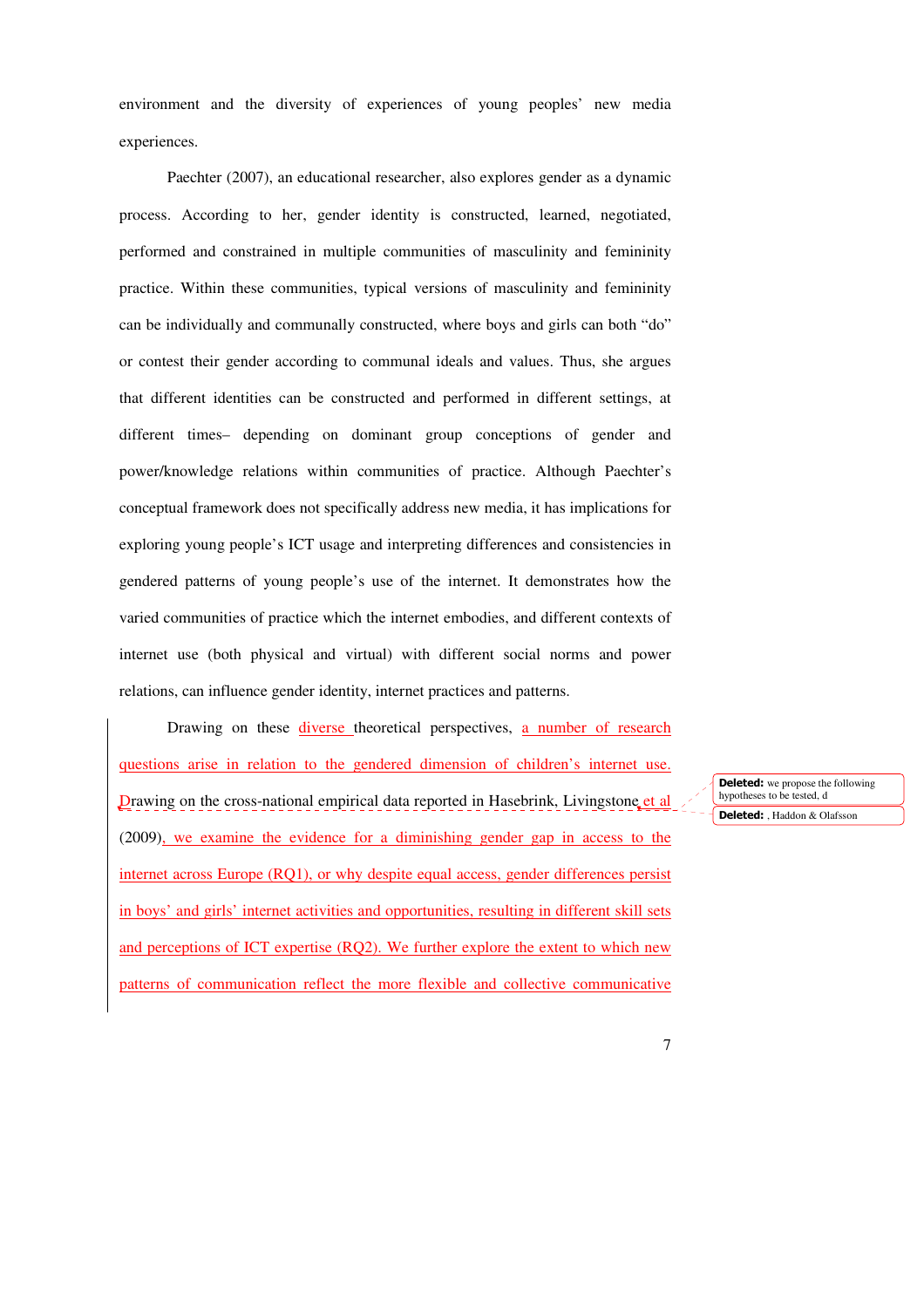environment and the diversity of experiences of young peoples' new media experiences.

Paechter (2007), an educational researcher, also explores gender as a dynamic process. According to her, gender identity is constructed, learned, negotiated, performed and constrained in multiple communities of masculinity and femininity practice. Within these communities, typical versions of masculinity and femininity can be individually and communally constructed, where boys and girls can both "do" or contest their gender according to communal ideals and values. Thus, she argues that different identities can be constructed and performed in different settings, at different times– depending on dominant group conceptions of gender and power/knowledge relations within communities of practice. Although Paechter's conceptual framework does not specifically address new media, it has implications for exploring young people's ICT usage and interpreting differences and consistencies in gendered patterns of young people's use of the internet. It demonstrates how the varied communities of practice which the internet embodies, and different contexts of internet use (both physical and virtual) with different social norms and power relations, can influence gender identity, internet practices and patterns.

Drawing on these diverse theoretical perspectives, a number of research questions arise in relation to the gendered dimension of children's internet use. Drawing on the cross-national empirical data reported in Hasebrink, Livingstone et al (2009), we examine the evidence for a diminishing gender gap in access to the internet across Europe (RQ1), or why despite equal access, gender differences persist in boys' and girls' internet activities and opportunities, resulting in different skill sets and perceptions of ICT expertise (RQ2). We further explore the extent to which new patterns of communication reflect the more flexible and collective communicative

**Deleted:** we propose the following hypotheses to be tested, d

**Deleted:** , Haddon & Olafsson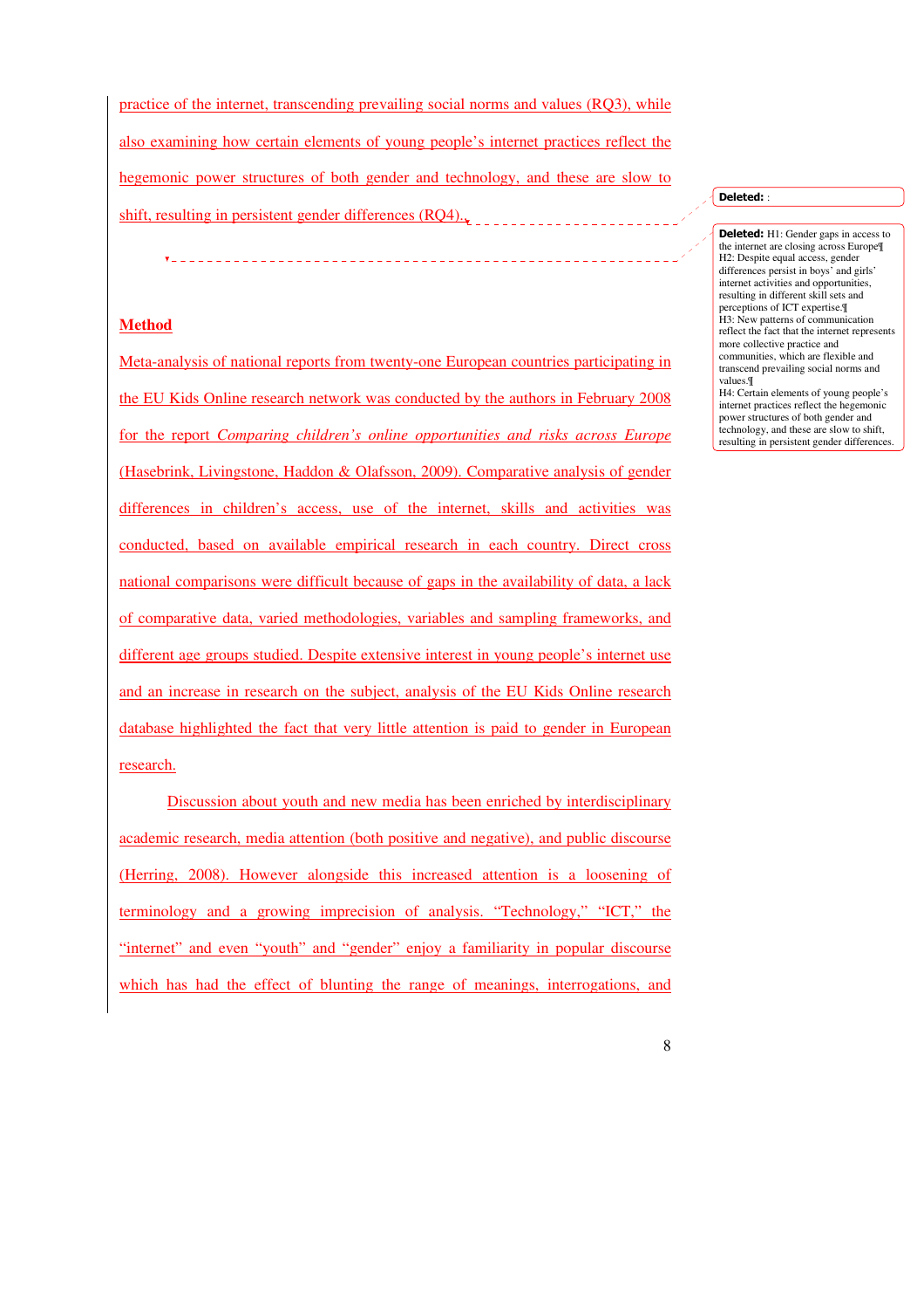practice of the internet, transcending prevailing social norms and values (RQ3), while also examining how certain elements of young people's internet practices reflect the hegemonic power structures of both gender and technology, and these are slow to shift, resulting in persistent gender differences (RQ4).

**Deleted:** :

**Deleted:** H1: Gender gaps in access to the internet are closing across Europe¶
H2: Despite equal access, gender differences persist in boys' and girls' internet activities and opportunities, resulting in different skill sets and perceptions of ICT expertise.¶
H3: New patterns of communication reflect the fact that the internet represents more collective practice and communities, which are flexible and transcend prevailing social norms and values.¶
H4: Certain elements of young people's internet practices reflect the hegemonic power structures of both gender and technology, and these are slow to shift, resulting in persistent gender differences.

## Method

Meta-analysis of national reports from twenty-one European countries participating in the EU Kids Online research network was conducted by the authors in February 2008 for the report *Comparing children's online opportunities and risks across Europe* (Hasebrink, Livingstone, Haddon & Olafsson, 2009). Comparative analysis of gender differences in children's access, use of the internet, skills and activities was conducted, based on available empirical research in each country. Direct cross national comparisons were difficult because of gaps in the availability of data, a lack of comparative data, varied methodologies, variables and sampling frameworks, and different age groups studied. Despite extensive interest in young people's internet use and an increase in research on the subject, analysis of the EU Kids Online research database highlighted the fact that very little attention is paid to gender in European research.

Discussion about youth and new media has been enriched by interdisciplinary academic research, media attention (both positive and negative), and public discourse (Herring, 2008). However alongside this increased attention is a loosening of terminology and a growing imprecision of analysis. "Technology," "ICT," the "internet" and even "youth" and "gender" enjoy a familiarity in popular discourse which has had the effect of blunting the range of meanings, interrogations, and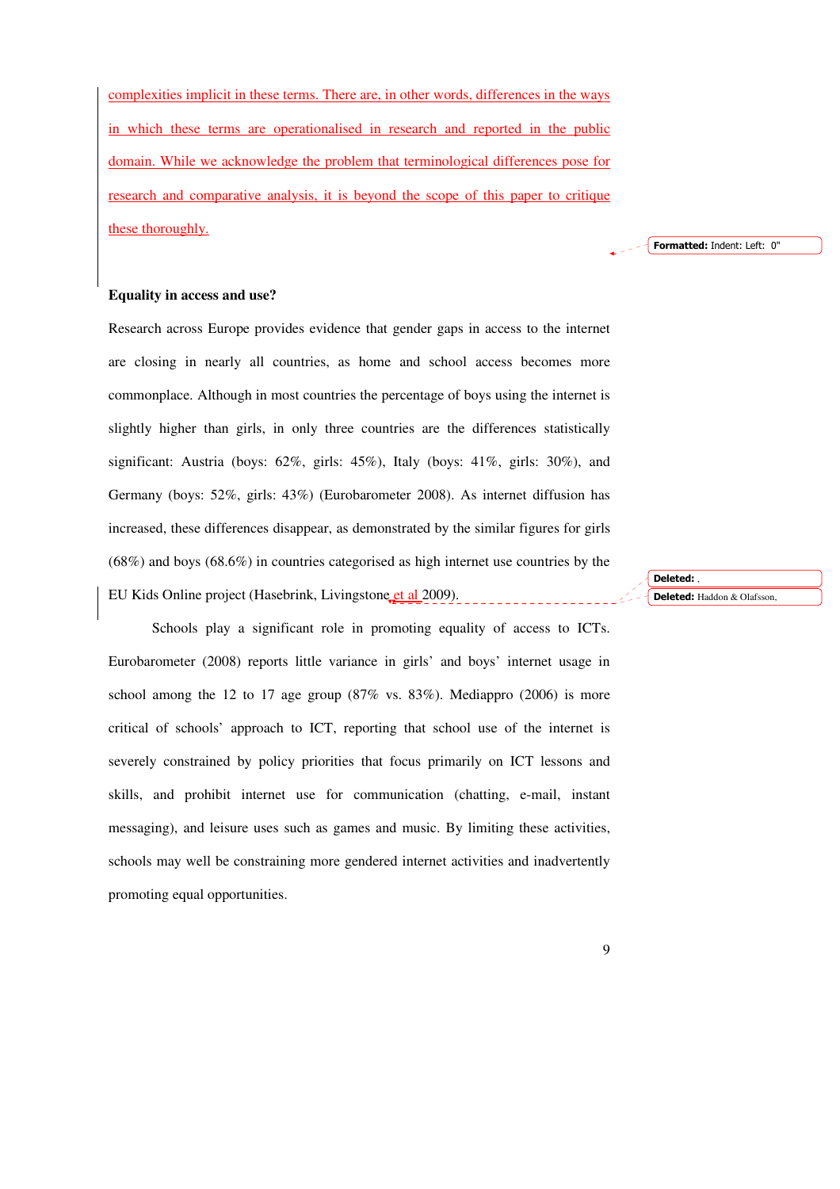complexities implicit in these terms. There are, in other words, differences in the ways in which these terms are operationalised in research and reported in the public domain. While we acknowledge the problem that terminological differences pose for research and comparative analysis, it is beyond the scope of this paper to critique these thoroughly.

**Equality in access and use?**

Research across Europe provides evidence that gender gaps in access to the internet are closing in nearly all countries, as home and school access becomes more commonplace. Although in most countries the percentage of boys using the internet is slightly higher than girls, in only three countries are the differences statistically significant: Austria (boys: 62%, girls: 45%), Italy (boys: 41%, girls: 30%), and Germany (boys: 52%, girls: 43%) (Eurobarometer 2008). As internet diffusion has increased, these differences disappear, as demonstrated by the similar figures for girls (68%) and boys (68.6%) in countries categorised as high internet use countries by the EU Kids Online project (Hasebrink, Livingstone et al 2009).

Schools play a significant role in promoting equality of access to ICTs. Eurobarometer (2008) reports little variance in girls' and boys' internet usage in school among the 12 to 17 age group (87% vs. 83%). Mediappro (2006) is more critical of schools' approach to ICT, reporting that school use of the internet is severely constrained by policy priorities that focus primarily on ICT lessons and skills, and prohibit internet use for communication (chatting, e-mail, instant messaging), and leisure uses such as games and music. By limiting these activities, schools may well be constraining more gendered internet activities and inadvertently promoting equal opportunities.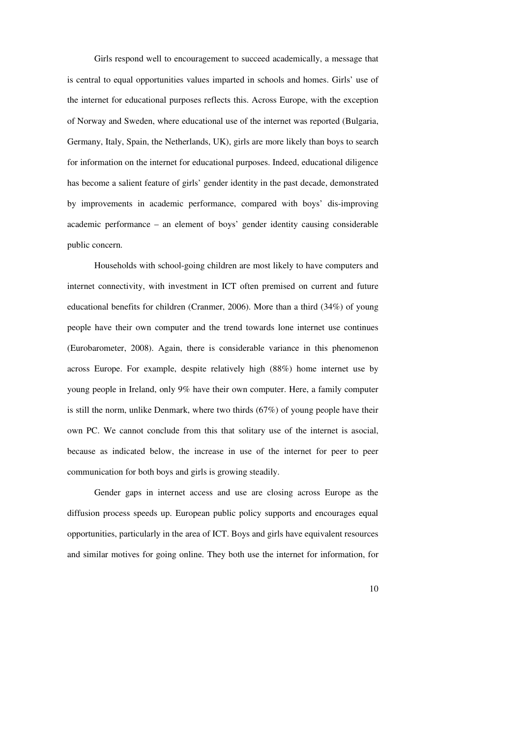Girls respond well to encouragement to succeed academically, a message that is central to equal opportunities values imparted in schools and homes. Girls' use of the internet for educational purposes reflects this. Across Europe, with the exception of Norway and Sweden, where educational use of the internet was reported (Bulgaria, Germany, Italy, Spain, the Netherlands, UK), girls are more likely than boys to search for information on the internet for educational purposes. Indeed, educational diligence has become a salient feature of girls' gender identity in the past decade, demonstrated by improvements in academic performance, compared with boys' dis-improving academic performance – an element of boys' gender identity causing considerable public concern.

Households with school-going children are most likely to have computers and internet connectivity, with investment in ICT often premised on current and future educational benefits for children (Cranmer, 2006). More than a third (34%) of young people have their own computer and the trend towards lone internet use continues (Eurobarometer, 2008). Again, there is considerable variance in this phenomenon across Europe. For example, despite relatively high (88%) home internet use by young people in Ireland, only 9% have their own computer. Here, a family computer is still the norm, unlike Denmark, where two thirds (67%) of young people have their own PC. We cannot conclude from this that solitary use of the internet is asocial, because as indicated below, the increase in use of the internet for peer to peer communication for both boys and girls is growing steadily.

Gender gaps in internet access and use are closing across Europe as the diffusion process speeds up. European public policy supports and encourages equal opportunities, particularly in the area of ICT. Boys and girls have equivalent resources and similar motives for going online. They both use the internet for information, for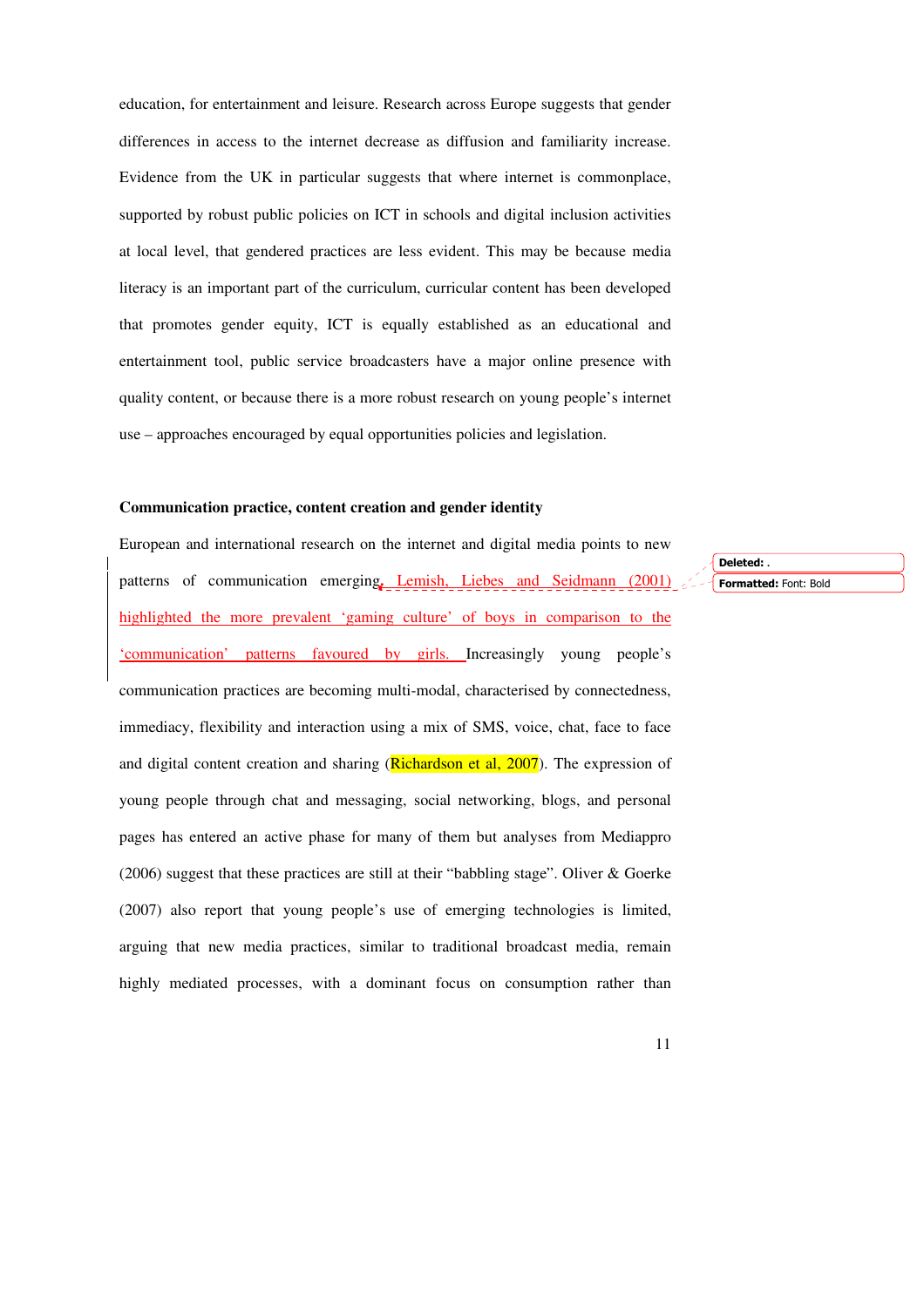education, for entertainment and leisure. Research across Europe suggests that gender differences in access to the internet decrease as diffusion and familiarity increase. Evidence from the UK in particular suggests that where internet is commonplace, supported by robust public policies on ICT in schools and digital inclusion activities at local level, that gendered practices are less evident. This may be because media literacy is an important part of the curriculum, curricular content has been developed that promotes gender equity, ICT is equally established as an educational and entertainment tool, public service broadcasters have a major online presence with quality content, or because there is a more robust research on young people's internet use – approaches encouraged by equal opportunities policies and legislation.

**Communication practice, content creation and gender identity**

European and international research on the internet and digital media points to new patterns of communication emerging, Lemish, Liebes and Seidmann (2001) highlighted the more prevalent 'gaming culture' of boys in comparison to the 'communication' patterns favoured by girls. Increasingly young people's communication practices are becoming multi-modal, characterised by connectedness, immediacy, flexibility and interaction using a mix of SMS, voice, chat, face to face and digital content creation and sharing (Richardson et al, 2007). The expression of young people through chat and messaging, social networking, blogs, and personal pages has entered an active phase for many of them but analyses from Mediappro (2006) suggest that these practices are still at their "babbling stage". Oliver & Goerke (2007) also report that young people's use of emerging technologies is limited, arguing that new media practices, similar to traditional broadcast media, remain highly mediated processes, with a dominant focus on consumption rather than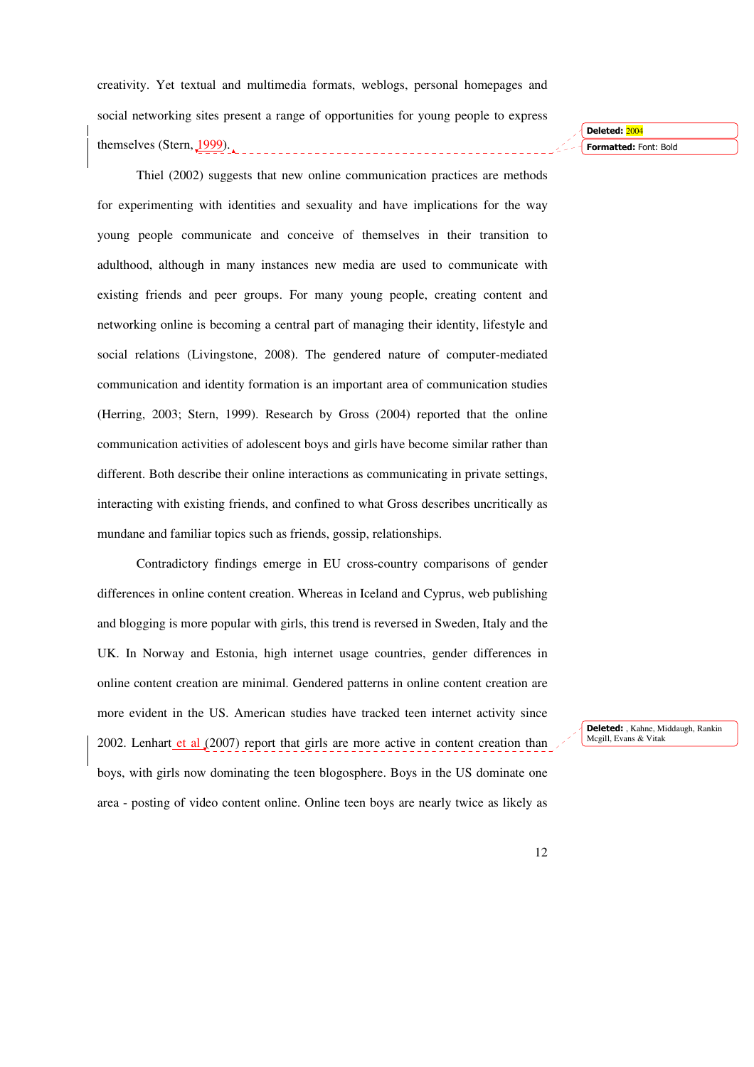creativity. Yet textual and multimedia formats, weblogs, personal homepages and social networking sites present a range of opportunities for young people to express themselves (Stern, 1999).

Thiel (2002) suggests that new online communication practices are methods for experimenting with identities and sexuality and have implications for the way young people communicate and conceive of themselves in their transition to adulthood, although in many instances new media are used to communicate with existing friends and peer groups. For many young people, creating content and networking online is becoming a central part of managing their identity, lifestyle and social relations (Livingstone, 2008). The gendered nature of computer-mediated communication and identity formation is an important area of communication studies (Herring, 2003; Stern, 1999). Research by Gross (2004) reported that the online communication activities of adolescent boys and girls have become similar rather than different. Both describe their online interactions as communicating in private settings, interacting with existing friends, and confined to what Gross describes uncritically as mundane and familiar topics such as friends, gossip, relationships.

Contradictory findings emerge in EU cross-country comparisons of gender differences in online content creation. Whereas in Iceland and Cyprus, web publishing and blogging is more popular with girls, this trend is reversed in Sweden, Italy and the UK. In Norway and Estonia, high internet usage countries, gender differences in online content creation are minimal. Gendered patterns in online content creation are more evident in the US. American studies have tracked teen internet activity since 2002. Lenhart et al (2007) report that girls are more active in content creation than boys, with girls now dominating the teen blogosphere. Boys in the US dominate one area - posting of video content online. Online teen boys are nearly twice as likely as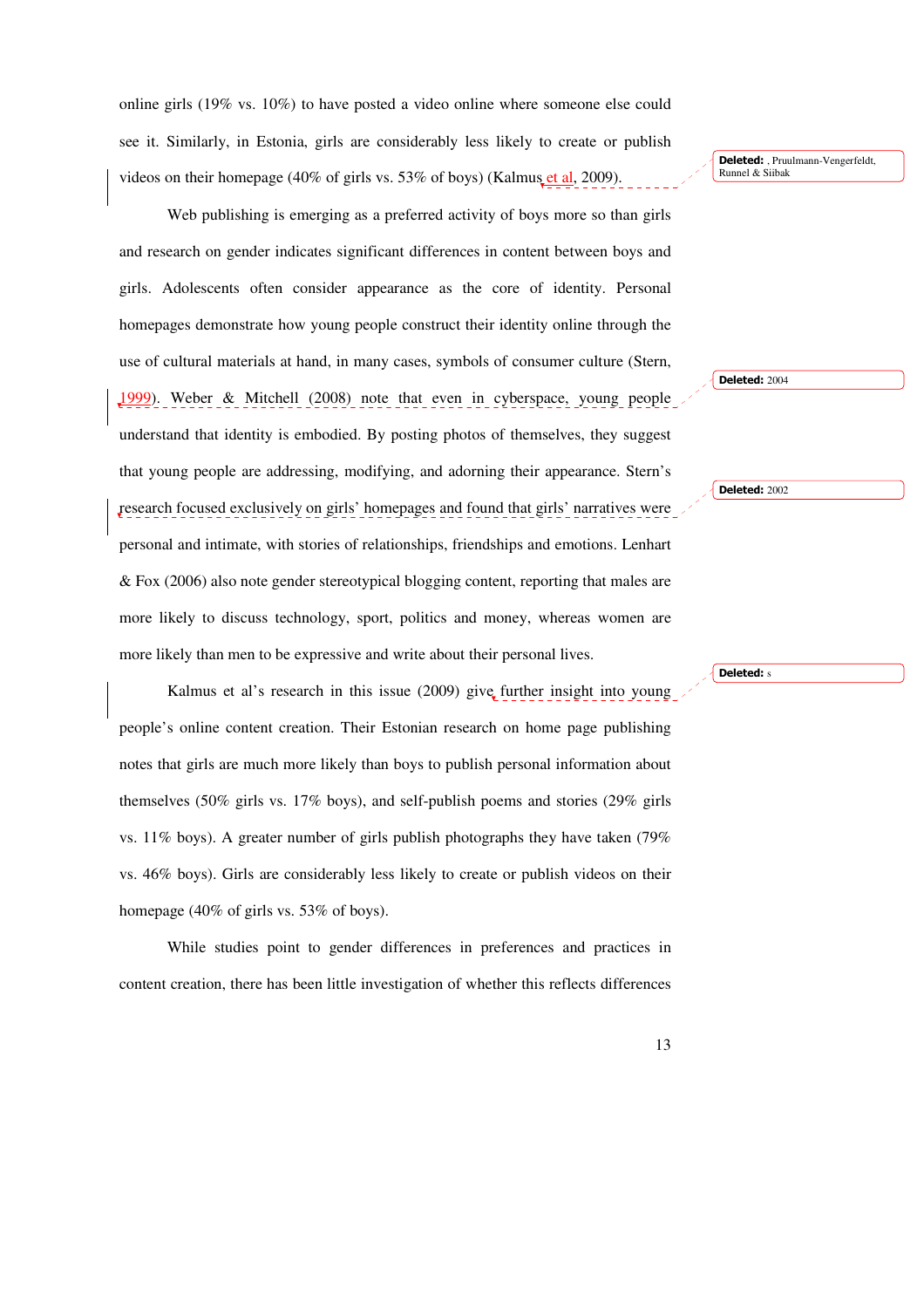online girls (19% vs. 10%) to have posted a video online where someone else could see it. Similarly, in Estonia, girls are considerably less likely to create or publish videos on their homepage (40% of girls vs. 53% of boys) (Kalmus et al, 2009).

Web publishing is emerging as a preferred activity of boys more so than girls and research on gender indicates significant differences in content between boys and girls. Adolescents often consider appearance as the core of identity. Personal homepages demonstrate how young people construct their identity online through the use of cultural materials at hand, in many cases, symbols of consumer culture (Stern, 1999). Weber & Mitchell (2008) note that even in cyberspace, young people understand that identity is embodied. By posting photos of themselves, they suggest that young people are addressing, modifying, and adorning their appearance. Stern's research focused exclusively on girls' homepages and found that girls' narratives were personal and intimate, with stories of relationships, friendships and emotions. Lenhart & Fox (2006) also note gender stereotypical blogging content, reporting that males are more likely to discuss technology, sport, politics and money, whereas women are more likely than men to be expressive and write about their personal lives.

Kalmus et al's research in this issue (2009) give further insight into young people's online content creation. Their Estonian research on home page publishing notes that girls are much more likely than boys to publish personal information about themselves (50% girls vs. 17% boys), and self-publish poems and stories (29% girls vs. 11% boys). A greater number of girls publish photographs they have taken (79% vs. 46% boys). Girls are considerably less likely to create or publish videos on their homepage (40% of girls vs. 53% of boys).

While studies point to gender differences in preferences and practices in content creation, there has been little investigation of whether this reflects differences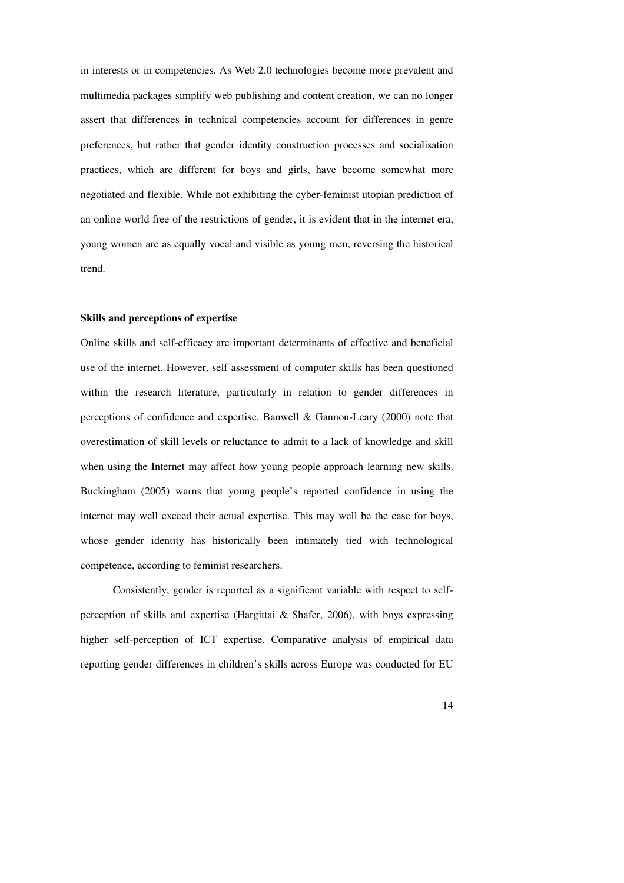in interests or in competencies. As Web 2.0 technologies become more prevalent and multimedia packages simplify web publishing and content creation, we can no longer assert that differences in technical competencies account for differences in genre preferences, but rather that gender identity construction processes and socialisation practices, which are different for boys and girls, have become somewhat more negotiated and flexible. While not exhibiting the cyber-feminist utopian prediction of an online world free of the restrictions of gender, it is evident that in the internet era, young women are as equally vocal and visible as young men, reversing the historical trend.

**Skills and perceptions of expertise**

Online skills and self-efficacy are important determinants of effective and beneficial use of the internet. However, self assessment of computer skills has been questioned within the research literature, particularly in relation to gender differences in perceptions of confidence and expertise. Banwell & Gannon-Leary (2000) note that overestimation of skill levels or reluctance to admit to a lack of knowledge and skill when using the Internet may affect how young people approach learning new skills. Buckingham (2005) warns that young people's reported confidence in using the internet may well exceed their actual expertise. This may well be the case for boys, whose gender identity has historically been intimately tied with technological competence, according to feminist researchers.

Consistently, gender is reported as a significant variable with respect to self-perception of skills and expertise (Hargittai & Shafer, 2006), with boys expressing higher self-perception of ICT expertise. Comparative analysis of empirical data reporting gender differences in children's skills across Europe was conducted for EU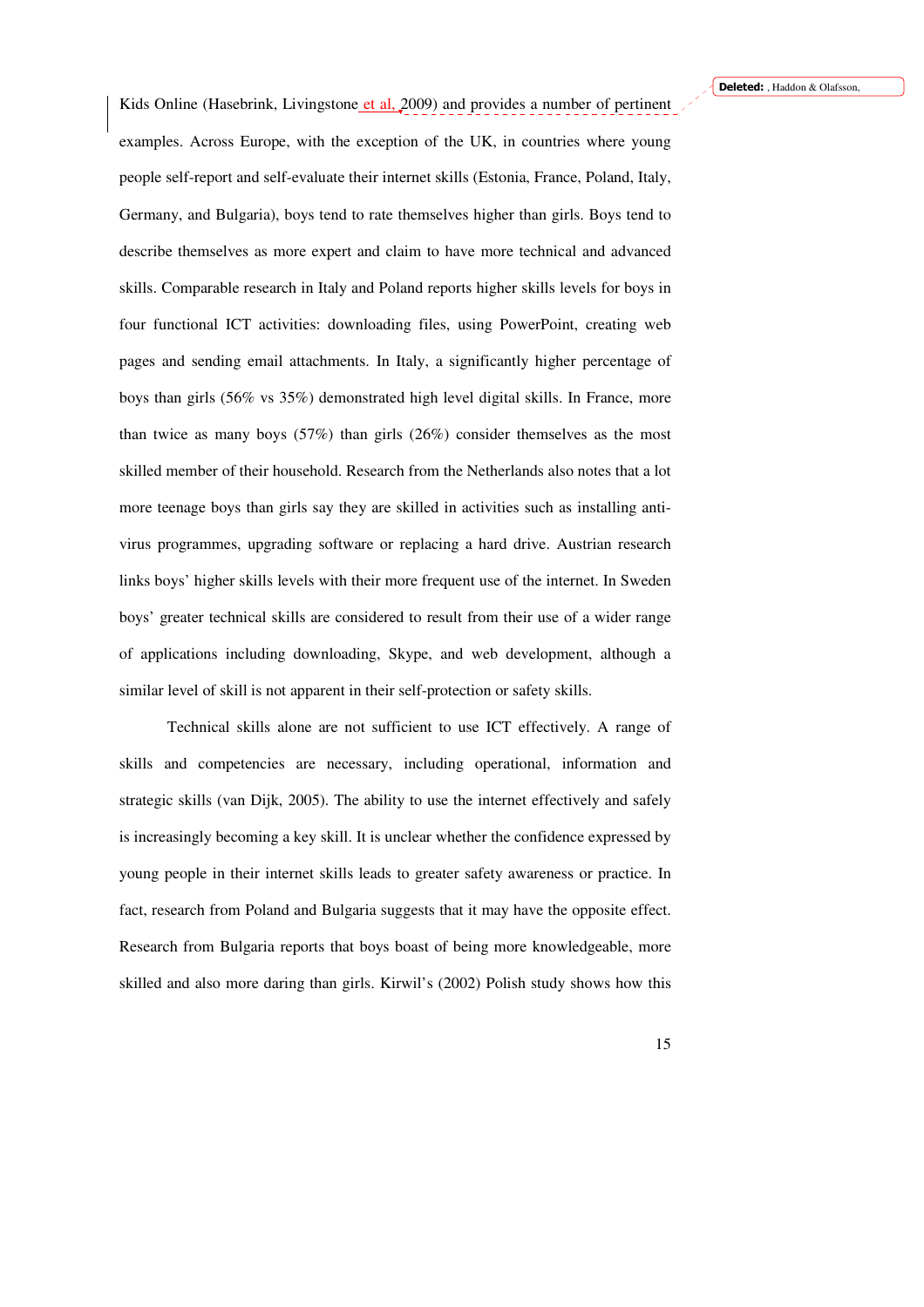Kids Online (Hasebrink, Livingstone et al, 2009) and provides a number of pertinent examples. Across Europe, with the exception of the UK, in countries where young people self-report and self-evaluate their internet skills (Estonia, France, Poland, Italy, Germany, and Bulgaria), boys tend to rate themselves higher than girls. Boys tend to describe themselves as more expert and claim to have more technical and advanced skills. Comparable research in Italy and Poland reports higher skills levels for boys in four functional ICT activities: downloading files, using PowerPoint, creating web pages and sending email attachments. In Italy, a significantly higher percentage of boys than girls (56% vs 35%) demonstrated high level digital skills. In France, more than twice as many boys (57%) than girls (26%) consider themselves as the most skilled member of their household. Research from the Netherlands also notes that a lot more teenage boys than girls say they are skilled in activities such as installing anti-virus programmes, upgrading software or replacing a hard drive. Austrian research links boys' higher skills levels with their more frequent use of the internet. In Sweden boys' greater technical skills are considered to result from their use of a wider range of applications including downloading, Skype, and web development, although a similar level of skill is not apparent in their self-protection or safety skills.

Technical skills alone are not sufficient to use ICT effectively. A range of skills and competencies are necessary, including operational, information and strategic skills (van Dijk, 2005). The ability to use the internet effectively and safely is increasingly becoming a key skill. It is unclear whether the confidence expressed by young people in their internet skills leads to greater safety awareness or practice. In fact, research from Poland and Bulgaria suggests that it may have the opposite effect. Research from Bulgaria reports that boys boast of being more knowledgeable, more skilled and also more daring than girls. Kirwil's (2002) Polish study shows how this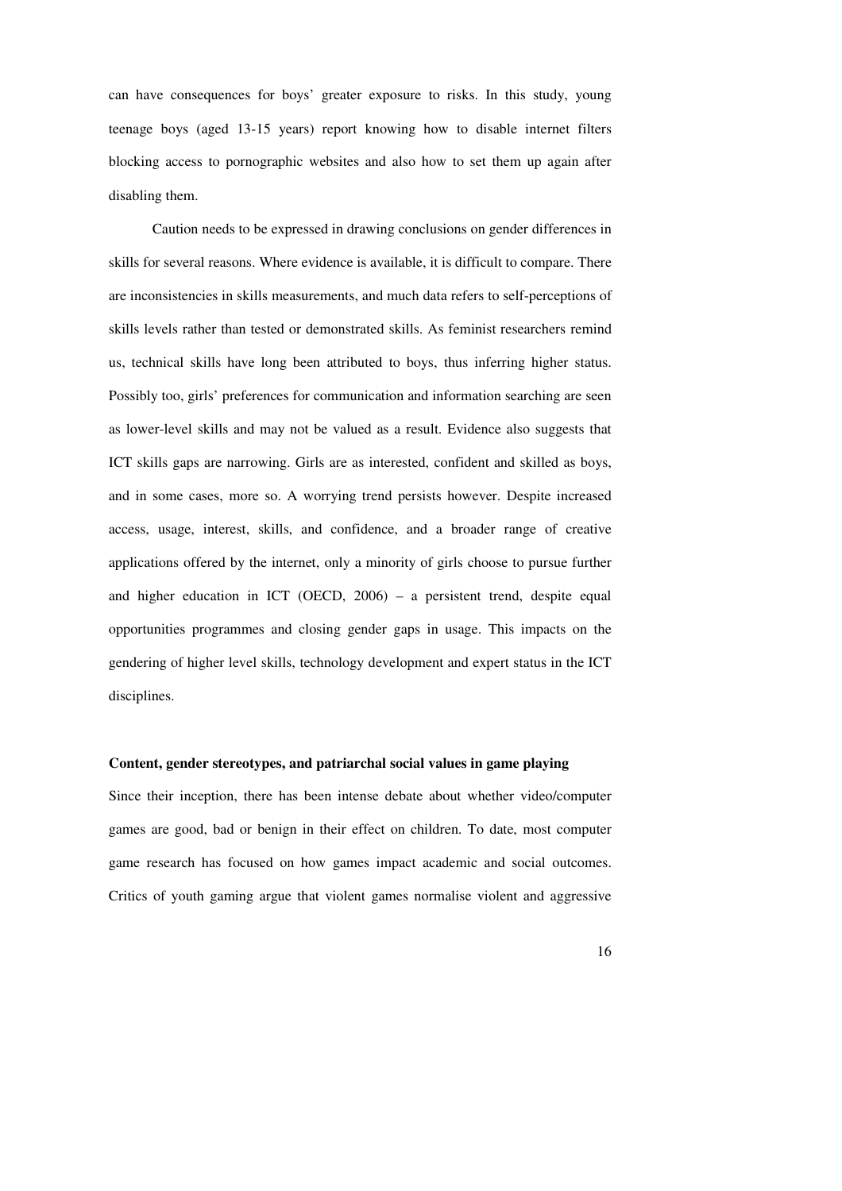can have consequences for boys' greater exposure to risks. In this study, young teenage boys (aged 13-15 years) report knowing how to disable internet filters blocking access to pornographic websites and also how to set them up again after disabling them.

Caution needs to be expressed in drawing conclusions on gender differences in skills for several reasons. Where evidence is available, it is difficult to compare. There are inconsistencies in skills measurements, and much data refers to self-perceptions of skills levels rather than tested or demonstrated skills. As feminist researchers remind us, technical skills have long been attributed to boys, thus inferring higher status. Possibly too, girls' preferences for communication and information searching are seen as lower-level skills and may not be valued as a result. Evidence also suggests that ICT skills gaps are narrowing. Girls are as interested, confident and skilled as boys, and in some cases, more so. A worrying trend persists however. Despite increased access, usage, interest, skills, and confidence, and a broader range of creative applications offered by the internet, only a minority of girls choose to pursue further and higher education in ICT (OECD, 2006) – a persistent trend, despite equal opportunities programmes and closing gender gaps in usage. This impacts on the gendering of higher level skills, technology development and expert status in the ICT disciplines.

**Content, gender stereotypes, and patriarchal social values in game playing**

Since their inception, there has been intense debate about whether video/computer games are good, bad or benign in their effect on children. To date, most computer game research has focused on how games impact academic and social outcomes. Critics of youth gaming argue that violent games normalise violent and aggressive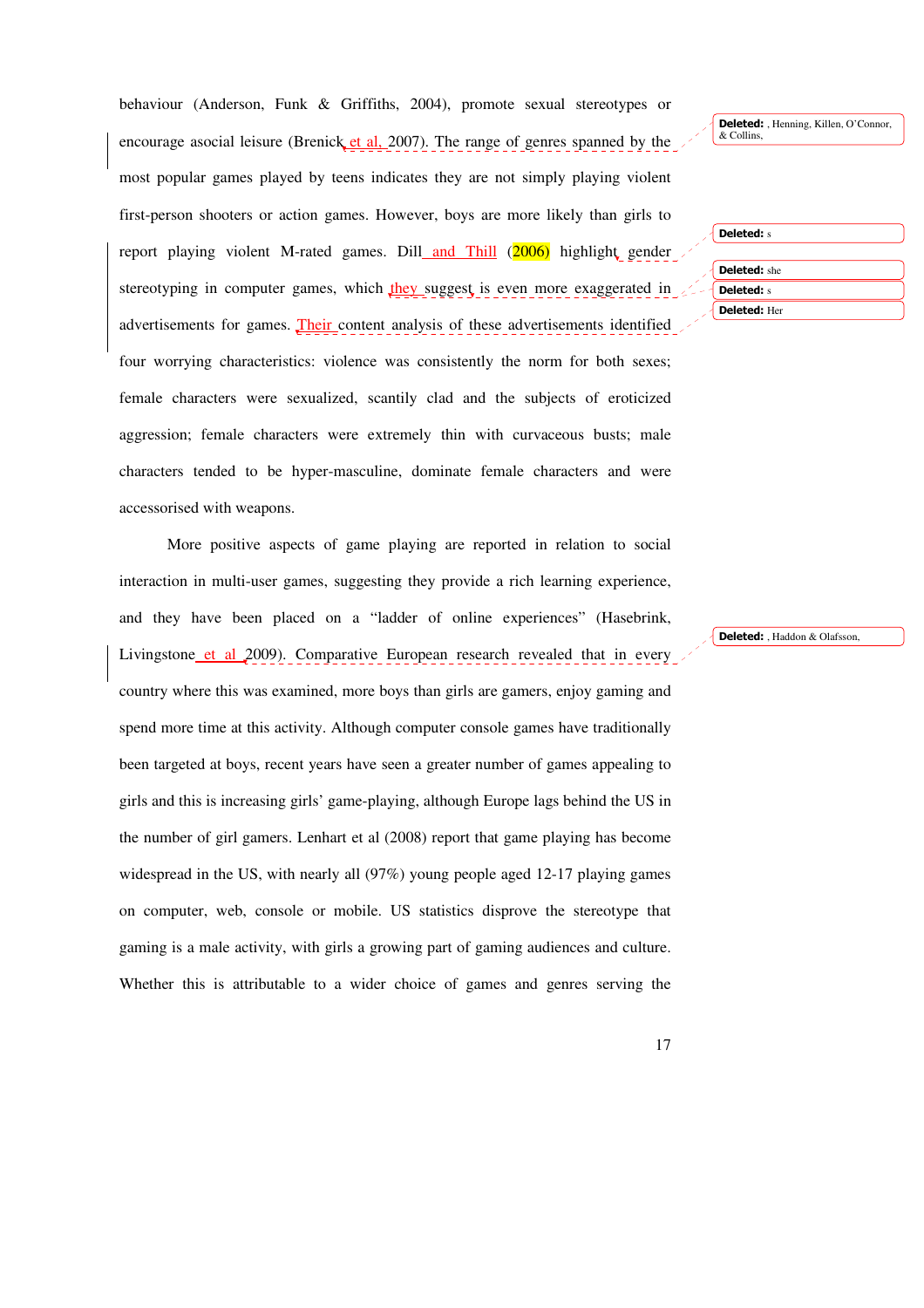behaviour (Anderson, Funk & Griffiths, 2004), promote sexual stereotypes or encourage asocial leisure (Brenick et al, 2007). The range of genres spanned by the most popular games played by teens indicates they are not simply playing violent first-person shooters or action games. However, boys are more likely than girls to report playing violent M-rated games. Dill and Thill (2006) highlight gender stereotyping in computer games, which they suggest is even more exaggerated in advertisements for games. Their content analysis of these advertisements identified four worrying characteristics: violence was consistently the norm for both sexes; female characters were sexualized, scantily clad and the subjects of eroticized aggression; female characters were extremely thin with curvaceous busts; male characters tended to be hyper-masculine, dominate female characters and were accessorised with weapons.

More positive aspects of game playing are reported in relation to social interaction in multi-user games, suggesting they provide a rich learning experience, and they have been placed on a "ladder of online experiences" (Hasebrink, Livingstone et al 2009). Comparative European research revealed that in every country where this was examined, more boys than girls are gamers, enjoy gaming and spend more time at this activity. Although computer console games have traditionally been targeted at boys, recent years have seen a greater number of games appealing to girls and this is increasing girls' game-playing, although Europe lags behind the US in the number of girl gamers. Lenhart et al (2008) report that game playing has become widespread in the US, with nearly all (97%) young people aged 12-17 playing games on computer, web, console or mobile. US statistics disprove the stereotype that gaming is a male activity, with girls a growing part of gaming audiences and culture. Whether this is attributable to a wider choice of games and genres serving the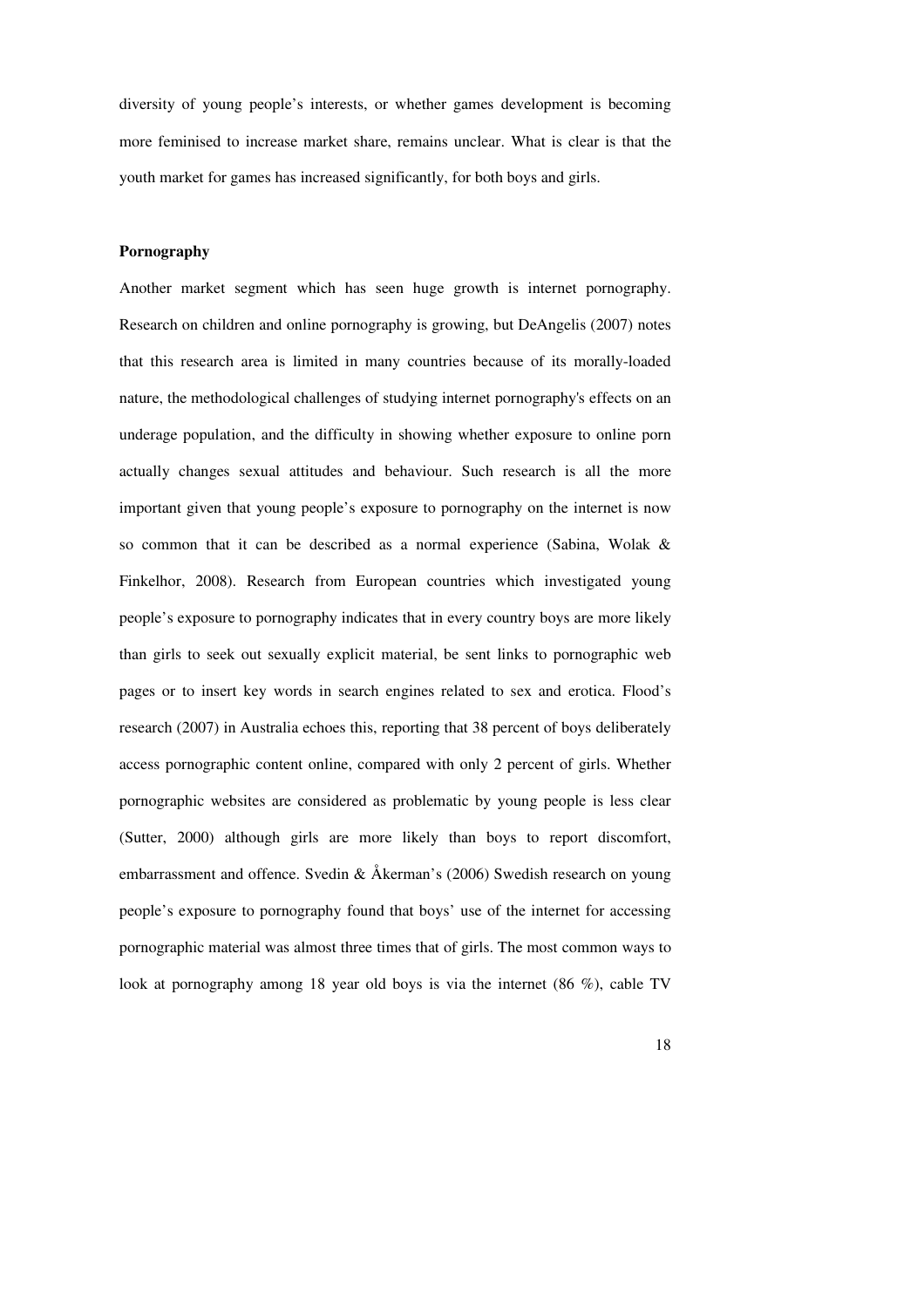diversity of young people's interests, or whether games development is becoming more feminised to increase market share, remains unclear. What is clear is that the youth market for games has increased significantly, for both boys and girls.

**Pornography**

Another market segment which has seen huge growth is internet pornography. Research on children and online pornography is growing, but DeAngelis (2007) notes that this research area is limited in many countries because of its morally-loaded nature, the methodological challenges of studying internet pornography's effects on an underage population, and the difficulty in showing whether exposure to online porn actually changes sexual attitudes and behaviour. Such research is all the more important given that young people's exposure to pornography on the internet is now so common that it can be described as a normal experience (Sabina, Wolak & Finkelhor, 2008). Research from European countries which investigated young people's exposure to pornography indicates that in every country boys are more likely than girls to seek out sexually explicit material, be sent links to pornographic web pages or to insert key words in search engines related to sex and erotica. Flood's research (2007) in Australia echoes this, reporting that 38 percent of boys deliberately access pornographic content online, compared with only 2 percent of girls. Whether pornographic websites are considered as problematic by young people is less clear (Sutter, 2000) although girls are more likely than boys to report discomfort, embarrassment and offence. Svedin & Åkerman's (2006) Swedish research on young people's exposure to pornography found that boys' use of the internet for accessing pornographic material was almost three times that of girls. The most common ways to look at pornography among 18 year old boys is via the internet (86 %), cable TV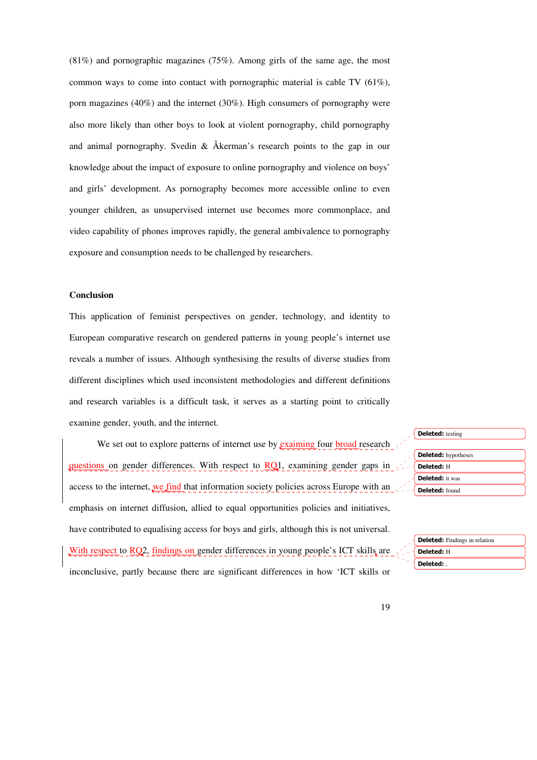(81%) and pornographic magazines (75%). Among girls of the same age, the most common ways to come into contact with pornographic material is cable TV (61%), porn magazines (40%) and the internet (30%). High consumers of pornography were also more likely than other boys to look at violent pornography, child pornography and animal pornography. Svedin & Åkerman's research points to the gap in our knowledge about the impact of exposure to online pornography and violence on boys' and girls' development. As pornography becomes more accessible online to even younger children, as unsupervised internet use becomes more commonplace, and video capability of phones improves rapidly, the general ambivalence to pornography exposure and consumption needs to be challenged by researchers.

**Conclusion**

This application of feminist perspectives on gender, technology, and identity to European comparative research on gendered patterns in young people's internet use reveals a number of issues. Although synthesising the results of diverse studies from different disciplines which used inconsistent methodologies and different definitions and research variables is a difficult task, it serves as a starting point to critically examine gender, youth, and the internet.

We set out to explore patterns of internet use by exaiming four broad research questions on gender differences. With respect to RQ1, examining gender gaps in access to the internet, we find that information society policies across Europe with an emphasis on internet diffusion, allied to equal opportunities policies and initiatives, have contributed to equalising access for boys and girls, although this is not universal. With respect to RQ2, findings on gender differences in young people's ICT skills are inconclusive, partly because there are significant differences in how 'ICT skills or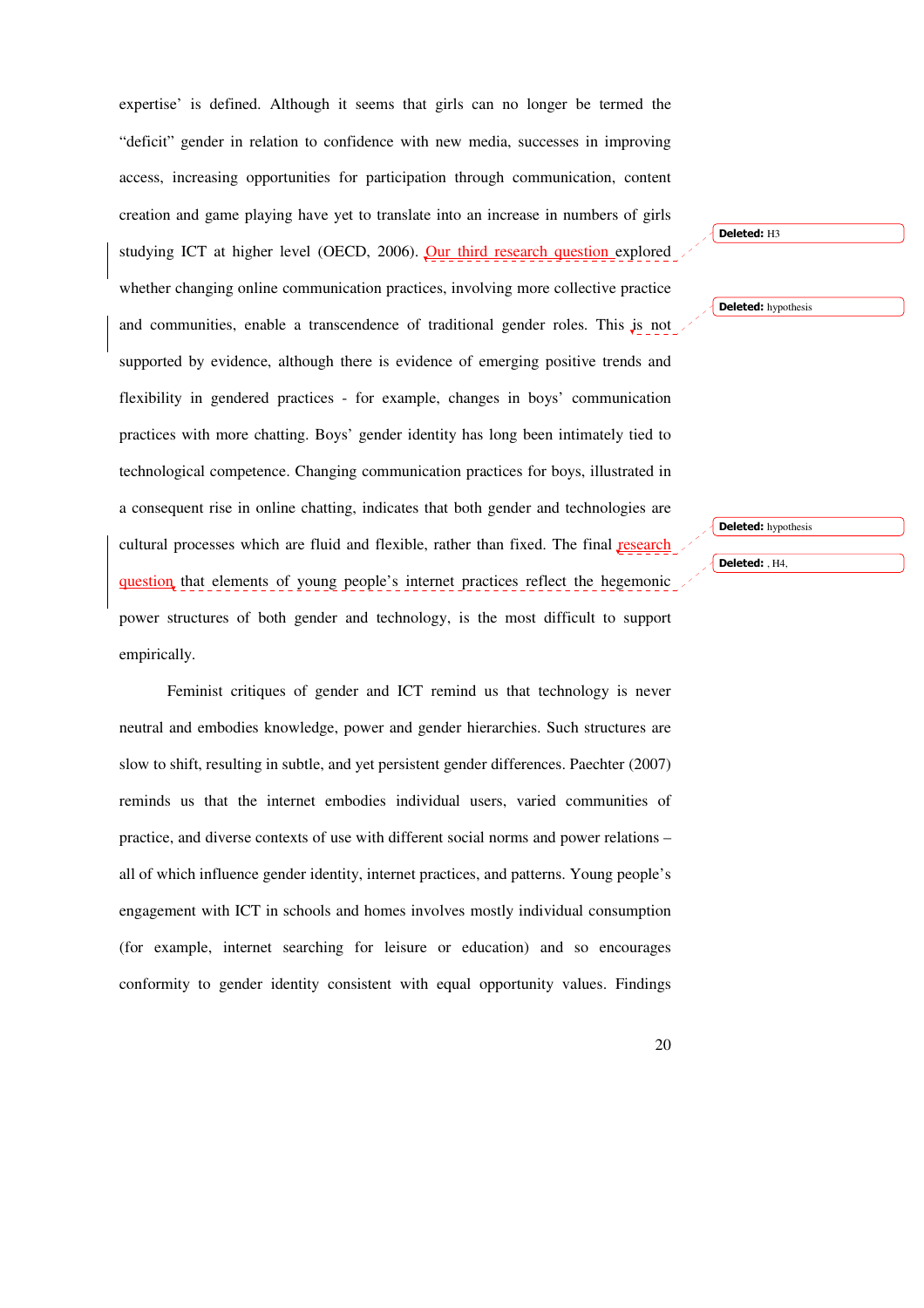expertise' is defined. Although it seems that girls can no longer be termed the "deficit" gender in relation to confidence with new media, successes in improving access, increasing opportunities for participation through communication, content creation and game playing have yet to translate into an increase in numbers of girls studying ICT at higher level (OECD, 2006). Our third research question explored whether changing online communication practices, involving more collective practice and communities, enable a transcendence of traditional gender roles. This is not supported by evidence, although there is evidence of emerging positive trends and flexibility in gendered practices - for example, changes in boys' communication practices with more chatting. Boys' gender identity has long been intimately tied to technological competence. Changing communication practices for boys, illustrated in a consequent rise in online chatting, indicates that both gender and technologies are cultural processes which are fluid and flexible, rather than fixed. The final research question that elements of young people's internet practices reflect the hegemonic power structures of both gender and technology, is the most difficult to support empirically.

Feminist critiques of gender and ICT remind us that technology is never neutral and embodies knowledge, power and gender hierarchies. Such structures are slow to shift, resulting in subtle, and yet persistent gender differences. Paechter (2007) reminds us that the internet embodies individual users, varied communities of practice, and diverse contexts of use with different social norms and power relations – all of which influence gender identity, internet practices, and patterns. Young people's engagement with ICT in schools and homes involves mostly individual consumption (for example, internet searching for leisure or education) and so encourages conformity to gender identity consistent with equal opportunity values. Findings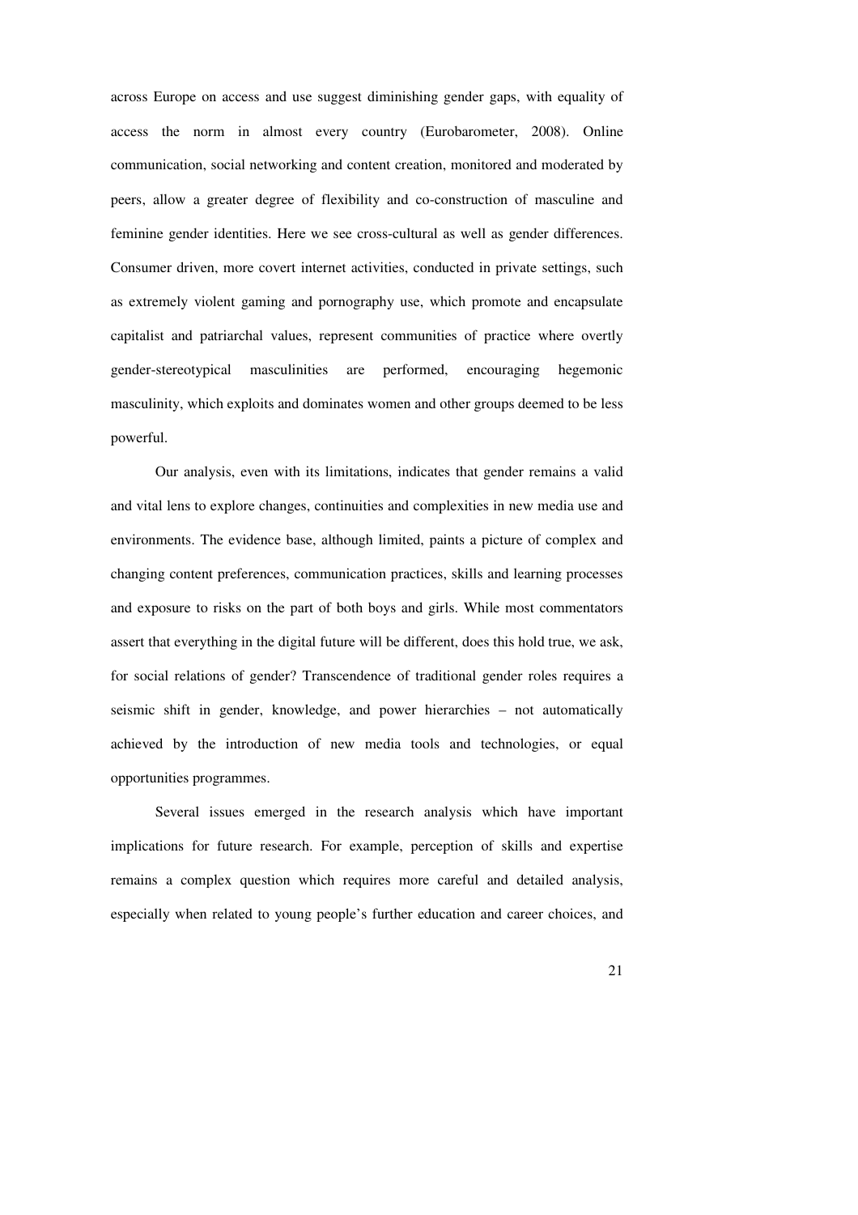across Europe on access and use suggest diminishing gender gaps, with equality of access the norm in almost every country (Eurobarometer, 2008). Online communication, social networking and content creation, monitored and moderated by peers, allow a greater degree of flexibility and co-construction of masculine and feminine gender identities. Here we see cross-cultural as well as gender differences. Consumer driven, more covert internet activities, conducted in private settings, such as extremely violent gaming and pornography use, which promote and encapsulate capitalist and patriarchal values, represent communities of practice where overtly gender-stereotypical masculinities are performed, encouraging hegemonic masculinity, which exploits and dominates women and other groups deemed to be less powerful.

Our analysis, even with its limitations, indicates that gender remains a valid and vital lens to explore changes, continuities and complexities in new media use and environments. The evidence base, although limited, paints a picture of complex and changing content preferences, communication practices, skills and learning processes and exposure to risks on the part of both boys and girls. While most commentators assert that everything in the digital future will be different, does this hold true, we ask, for social relations of gender? Transcendence of traditional gender roles requires a seismic shift in gender, knowledge, and power hierarchies – not automatically achieved by the introduction of new media tools and technologies, or equal opportunities programmes.

Several issues emerged in the research analysis which have important implications for future research. For example, perception of skills and expertise remains a complex question which requires more careful and detailed analysis, especially when related to young people's further education and career choices, and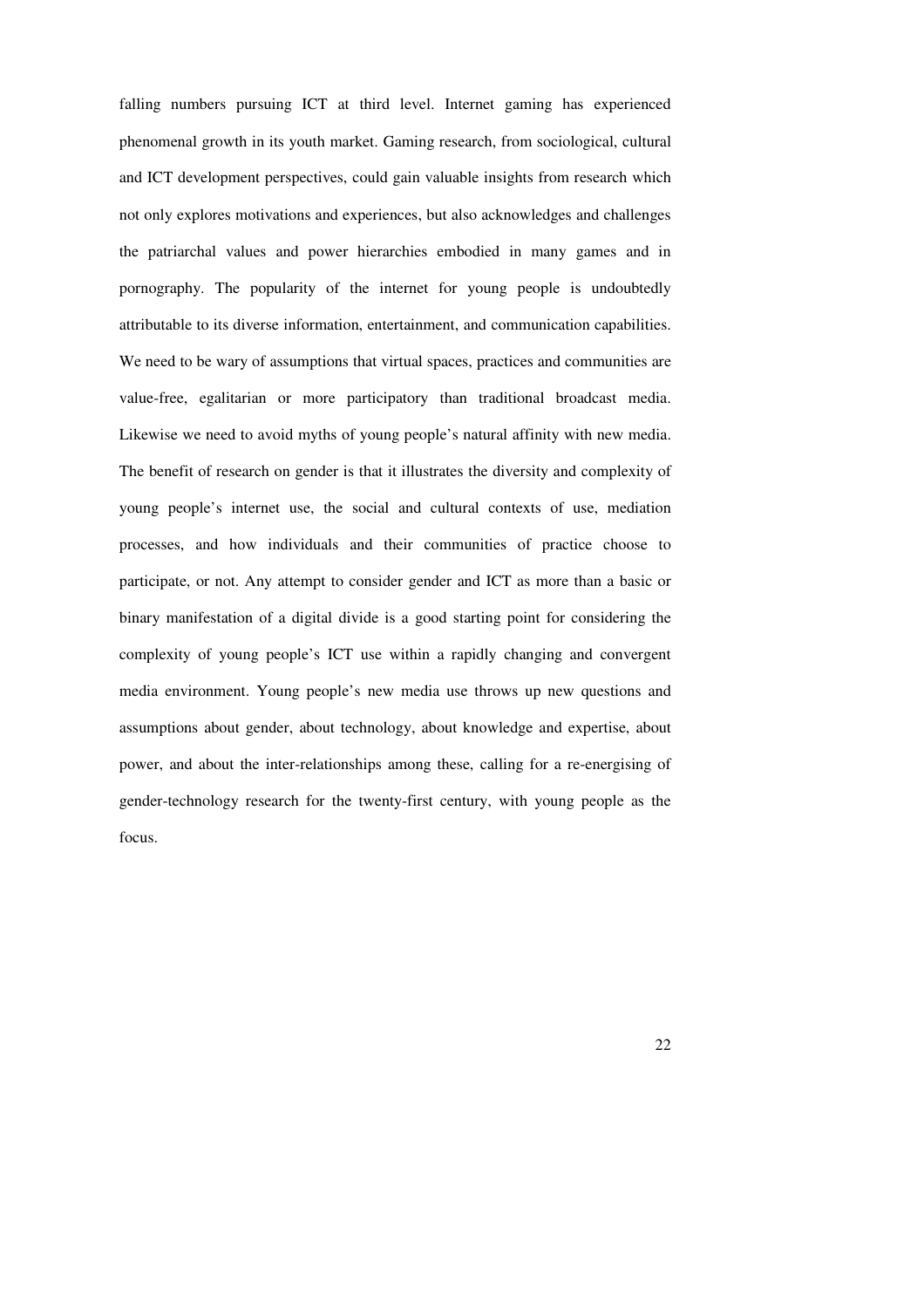falling numbers pursuing ICT at third level. Internet gaming has experienced phenomenal growth in its youth market. Gaming research, from sociological, cultural and ICT development perspectives, could gain valuable insights from research which not only explores motivations and experiences, but also acknowledges and challenges the patriarchal values and power hierarchies embodied in many games and in pornography. The popularity of the internet for young people is undoubtedly attributable to its diverse information, entertainment, and communication capabilities. We need to be wary of assumptions that virtual spaces, practices and communities are value-free, egalitarian or more participatory than traditional broadcast media. Likewise we need to avoid myths of young people's natural affinity with new media. The benefit of research on gender is that it illustrates the diversity and complexity of young people's internet use, the social and cultural contexts of use, mediation processes, and how individuals and their communities of practice choose to participate, or not. Any attempt to consider gender and ICT as more than a basic or binary manifestation of a digital divide is a good starting point for considering the complexity of young people's ICT use within a rapidly changing and convergent media environment. Young people's new media use throws up new questions and assumptions about gender, about technology, about knowledge and expertise, about power, and about the inter-relationships among these, calling for a re-energising of gender-technology research for the twenty-first century, with young people as the focus.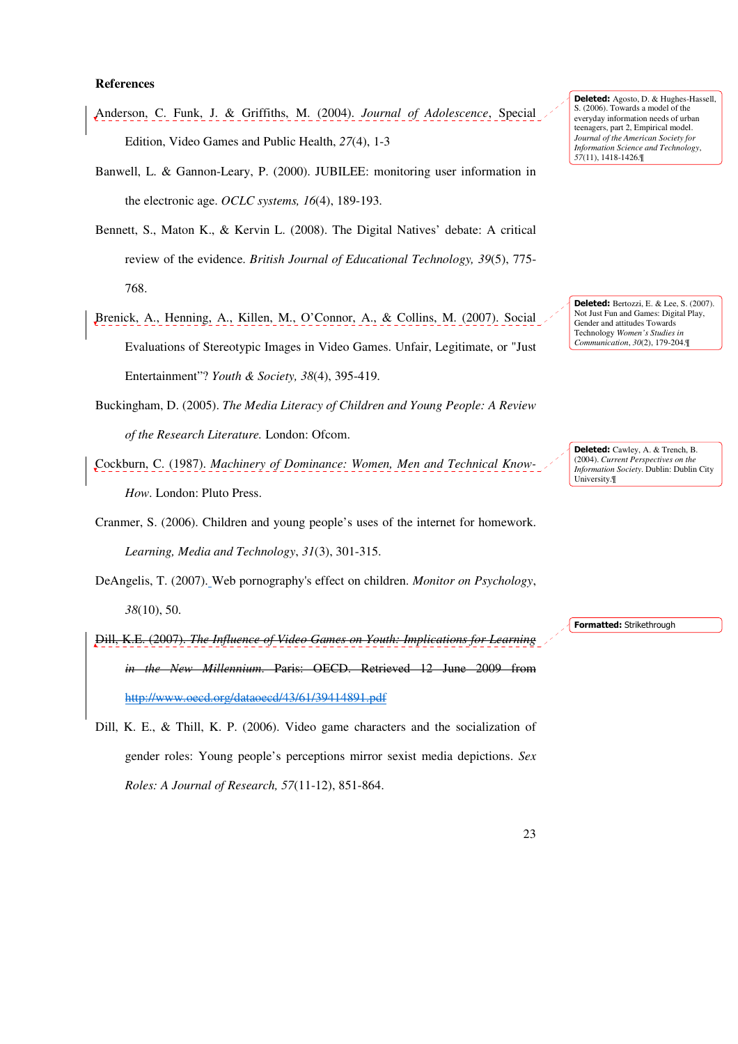**References**

Anderson, C. Funk, J. & Griffiths, M. (2004). *Journal of Adolescence*, Special Edition, Video Games and Public Health, *27*(4), 1-3

Banwell, L. & Gannon-Leary, P. (2000). JUBILEE: monitoring user information in the electronic age. *OCLC systems, 16*(4), 189-193.

Bennett, S., Maton K., & Kervin L. (2008). The Digital Natives' debate: A critical review of the evidence. *British Journal of Educational Technology, 39*(5), 775-768.

Brenick, A., Henning, A., Killen, M., O'Connor, A., & Collins, M. (2007). Social Evaluations of Stereotypic Images in Video Games. Unfair, Legitimate, or "Just Entertainment"? *Youth & Society, 38*(4), 395-419.

Buckingham, D. (2005). *The Media Literacy of Children and Young People: A Review of the Research Literature.* London: Ofcom.

Cockburn, C. (1987). *Machinery of Dominance: Women, Men and Technical Know-How*. London: Pluto Press.

Cranmer, S. (2006). Children and young people's uses of the internet for homework. *Learning, Media and Technology*, *31*(3), 301-315.

DeAngelis, T. (2007). Web pornography's effect on children. *Monitor on Psychology*, *38*(10), 50.

~~Dill, K.E. (2007). *The Influence of Video Games on Youth: Implications for Learning in the New Millennium*. Paris: OECD. Retrieved 12 June 2009 from http://www.oecd.org/dataoecd/43/61/39414891.pdf~~

Dill, K. E., & Thill, K. P. (2006). Video game characters and the socialization of gender roles: Young people's perceptions mirror sexist media depictions. *Sex Roles: A Journal of Research, 57*(11-12), 851-864.

**Deleted:** Agosto, D. & Hughes-Hassell, S. (2006). Towards a model of the everyday information needs of urban teenagers, part 2, Empirical model. *Journal of the American Society for Information Science and Technology*, *57*(11), 1418-1426.

**Deleted:** Bertozzi, E. & Lee, S. (2007). Not Just Fun and Games: Digital Play, Gender and attitudes Towards Technology *Women's Studies in Communication*, *30*(2), 179-204.

**Deleted:** Cawley, A. & Trench, B. (2004). *Current Perspectives on the Information Society*. Dublin: Dublin City University.

**Formatted:** Strikethrough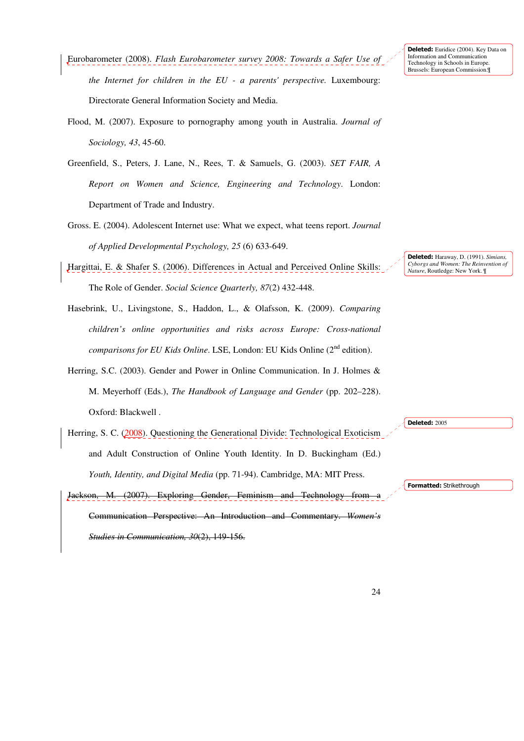Eurobarometer (2008). *Flash Eurobarometer survey 2008: Towards a Safer Use of the Internet for children in the EU - a parents' perspective.* Luxembourg: Directorate General Information Society and Media.

Flood, M. (2007). Exposure to pornography among youth in Australia. *Journal of Sociology, 43*, 45-60.

Greenfield, S., Peters, J. Lane, N., Rees, T. & Samuels, G. (2003). *SET FAIR, A Report on Women and Science, Engineering and Technology*. London: Department of Trade and Industry.

Gross. E. (2004). Adolescent Internet use: What we expect, what teens report. *Journal of Applied Developmental Psychology, 25* (6) 633-649.

Hargittai, E. & Shafer S. (2006). Differences in Actual and Perceived Online Skills: The Role of Gender. *Social Science Quarterly, 87*(2) 432-448.

Hasebrink, U., Livingstone, S., Haddon, L., & Olafsson, K. (2009). *Comparing children's online opportunities and risks across Europe: Cross-national comparisons for EU Kids Online*. LSE, London: EU Kids Online (2nd edition).

Herring, S.C. (2003). Gender and Power in Online Communication. In J. Holmes & M. Meyerhoff (Eds.), *The Handbook of Language and Gender* (pp. 202–228). Oxford: Blackwell .

Herring, S. C. (2008). Questioning the Generational Divide: Technological Exoticism and Adult Construction of Online Youth Identity. In D. Buckingham (Ed.) *Youth, Identity, and Digital Media* (pp. 71-94). Cambridge, MA: MIT Press.

~~Jackson, M. (2007). Exploring Gender, Feminism and Technology from a Communication Perspective: An Introduction and Commentary. *Women's Studies in Communication, 30*(2), 149-156.~~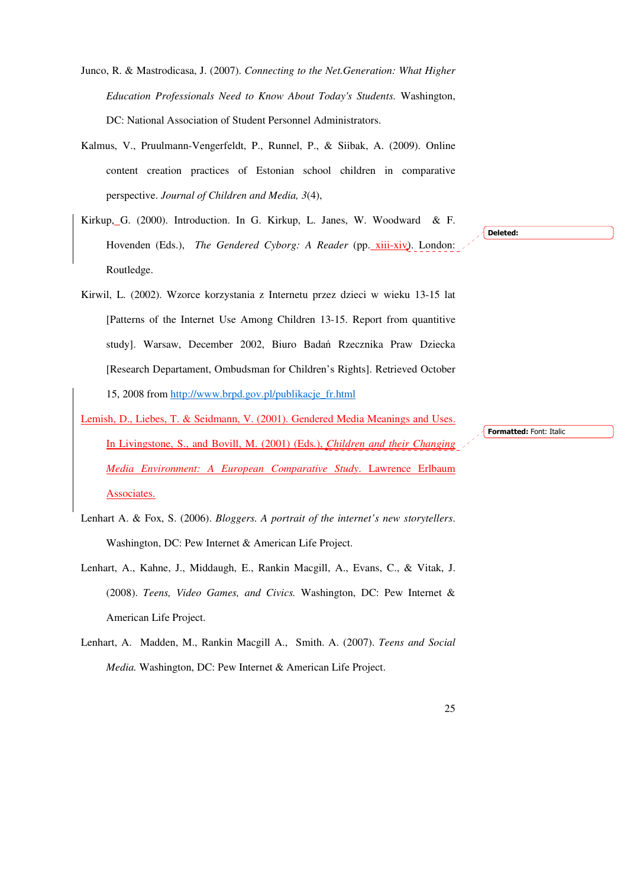Junco, R. & Mastrodicasa, J. (2007). *Connecting to the Net.Generation: What Higher Education Professionals Need to Know About Today's Students.* Washington, DC: National Association of Student Personnel Administrators.

Kalmus, V., Pruulmann-Vengerfeldt, P., Runnel, P., & Siibak, A. (2009). Online content creation practices of Estonian school children in comparative perspective. *Journal of Children and Media, 3*(4),

Kirkup, G. (2000). Introduction. In G. Kirkup, L. Janes, W. Woodward & F. Hovenden (Eds.), *The Gendered Cyborg: A Reader* (pp. xiii-xiv). London: Routledge.

Kirwil, L. (2002). Wzorce korzystania z Internetu przez dzieci w wieku 13-15 lat [Patterns of the Internet Use Among Children 13-15. Report from quantitive study]. Warsaw, December 2002, Biuro Badań Rzecznika Praw Dziecka [Research Departament, Ombudsman for Children's Rights]. Retrieved October 15, 2008 from http://www.brpd.gov.pl/publikacje_fr.html

Lemish, D., Liebes, T. & Seidmann, V. (2001). Gendered Media Meanings and Uses. In Livingstone, S., and Bovill, M. (2001) (Eds.), *Children and their Changing Media Environment: A European Comparative Study*. Lawrence Erlbaum Associates.

Lenhart A. & Fox, S. (2006). *Bloggers. A portrait of the internet's new storytellers*. Washington, DC: Pew Internet & American Life Project.

Lenhart, A., Kahne, J., Middaugh, E., Rankin Macgill, A., Evans, C., & Vitak, J. (2008). *Teens, Video Games, and Civics.* Washington, DC: Pew Internet & American Life Project.

Lenhart, A. Madden, M., Rankin Macgill A., Smith. A. (2007). *Teens and Social Media.* Washington, DC: Pew Internet & American Life Project.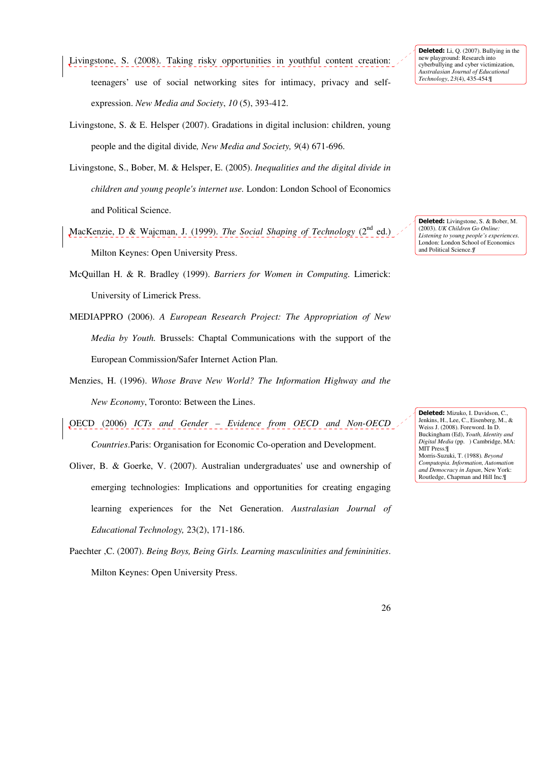Livingstone, S. (2008). Taking risky opportunities in youthful content creation: teenagers' use of social networking sites for intimacy, privacy and self-expression. *New Media and Society*, *10* (5), 393-412.

Livingstone, S. & E. Helsper (2007). Gradations in digital inclusion: children, young people and the digital divide*, New Media and Society, 9*(4) 671-696.

Livingstone, S., Bober, M. & Helsper, E. (2005). *Inequalities and the digital divide in children and young people's internet use.* London: London School of Economics and Political Science.

MacKenzie, D & Wajcman, J. (1999). *The Social Shaping of Technology* (2nd ed.) Milton Keynes: Open University Press.

McQuillan H. & R. Bradley (1999). *Barriers for Women in Computing.* Limerick: University of Limerick Press.

MEDIAPPRO (2006). *A European Research Project: The Appropriation of New Media by Youth.* Brussels: Chaptal Communications with the support of the European Commission/Safer Internet Action Plan.

Menzies, H. (1996). *Whose Brave New World? The Information Highway and the New Economy*, Toronto: Between the Lines.

OECD (2006) *ICTs and Gender – Evidence from OECD and Non-OECD Countries*.Paris: Organisation for Economic Co-operation and Development.

Oliver, B. & Goerke, V. (2007). Australian undergraduates' use and ownership of emerging technologies: Implications and opportunities for creating engaging learning experiences for the Net Generation. *Australasian Journal of Educational Technology,* 23(2), 171-186.

Paechter ,C. (2007). *Being Boys, Being Girls. Learning masculinities and femininities*. Milton Keynes: Open University Press.

**Deleted:** Li, Q. (2007). Bullying in the new playground: Research into cyberbullying and cyber victimization, *Australasian Journal of Educational Technology*, *23*(4), 435-454.¶

**Deleted:** Livingstone, S. & Bober, M. (2003). *UK Children Go Online: Listening to young people's experiences.* London: London School of Economics and Political Science.¶

**Deleted:** Mizuko, I. Davidson, C., Jenkins, H., Lee, C., Eisenberg, M., & Weiss J. (2008). Foreword. In D. Buckingham (Ed), *Youth, Identity and Digital Media* (pp. ) Cambridge, MA: MIT Press.¶
Morris-Suzuki, T. (1988). *Beyond Computopia. Information, Automation and Democracy in Japan*, New York: Routledge, Chapman and Hill Inc.¶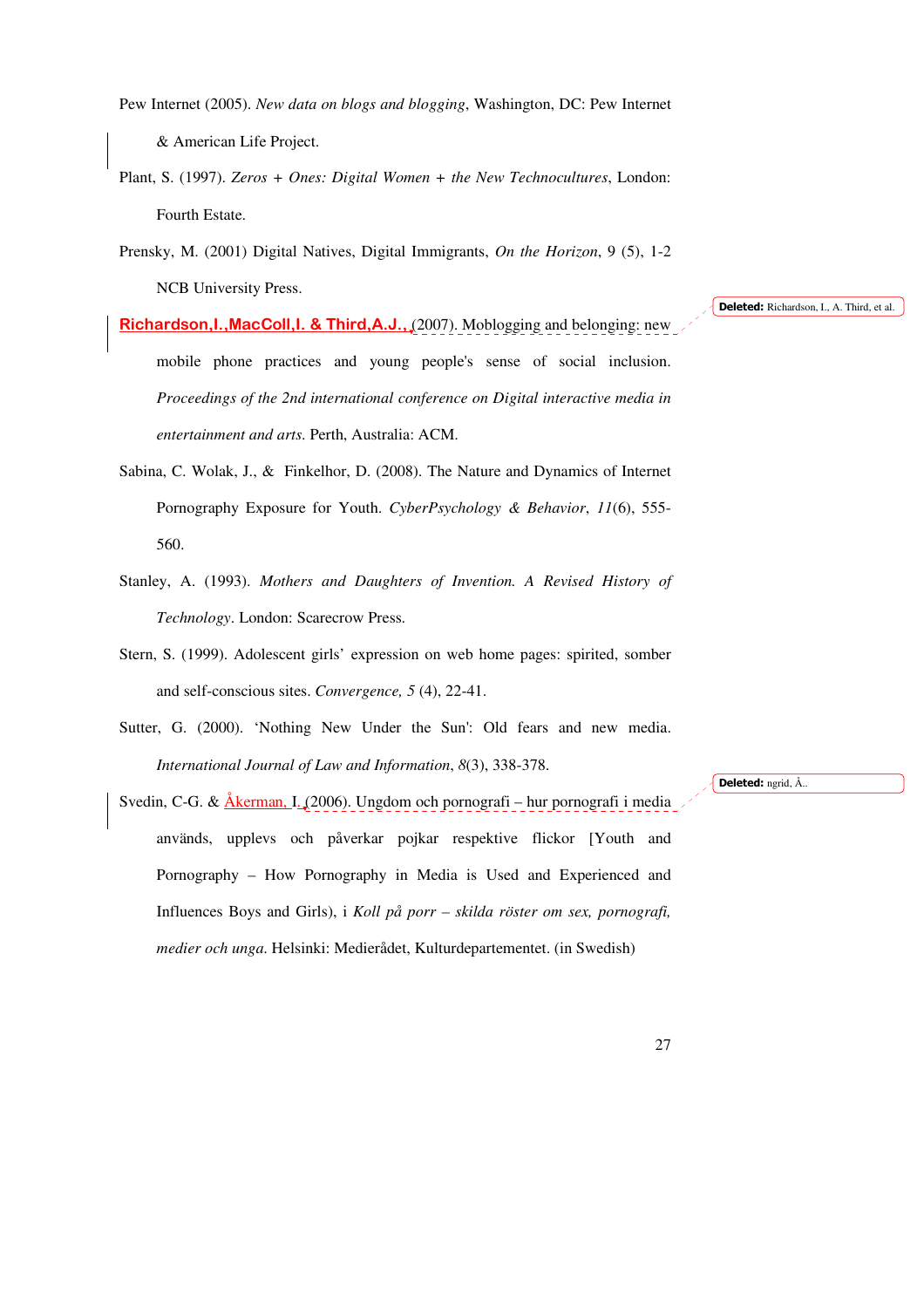Pew Internet (2005). *New data on blogs and blogging*, Washington, DC: Pew Internet & American Life Project.

Plant, S. (1997). *Zeros + Ones: Digital Women + the New Technocultures*, London: Fourth Estate.

Prensky, M. (2001) Digital Natives, Digital Immigrants, *On the Horizon*, 9 (5), 1-2 NCB University Press.

Richardson,I.,MacColl,I. & Third,A.J., (2007). Moblogging and belonging: new mobile phone practices and young people's sense of social inclusion. *Proceedings of the 2nd international conference on Digital interactive media in entertainment and arts*. Perth, Australia: ACM.

Sabina, C. Wolak, J., & Finkelhor, D. (2008). The Nature and Dynamics of Internet Pornography Exposure for Youth. *CyberPsychology & Behavior*, *11*(6), 555-560.

Stanley, A. (1993). *Mothers and Daughters of Invention. A Revised History of Technology*. London: Scarecrow Press.

Stern, S. (1999). Adolescent girls' expression on web home pages: spirited, somber and self-conscious sites. *Convergence, 5* (4), 22-41.

Sutter, G. (2000). 'Nothing New Under the Sun': Old fears and new media. *International Journal of Law and Information*, *8*(3), 338-378.

Svedin, C-G. & Åkerman, I. (2006). Ungdom och pornografi – hur pornografi i media används, upplevs och påverkar pojkar respektive flickor [Youth and Pornography – How Pornography in Media is Used and Experienced and Influences Boys and Girls), i *Koll på porr – skilda röster om sex, pornografi, medier och unga*. Helsinki: Medierådet, Kulturdepartementet. (in Swedish)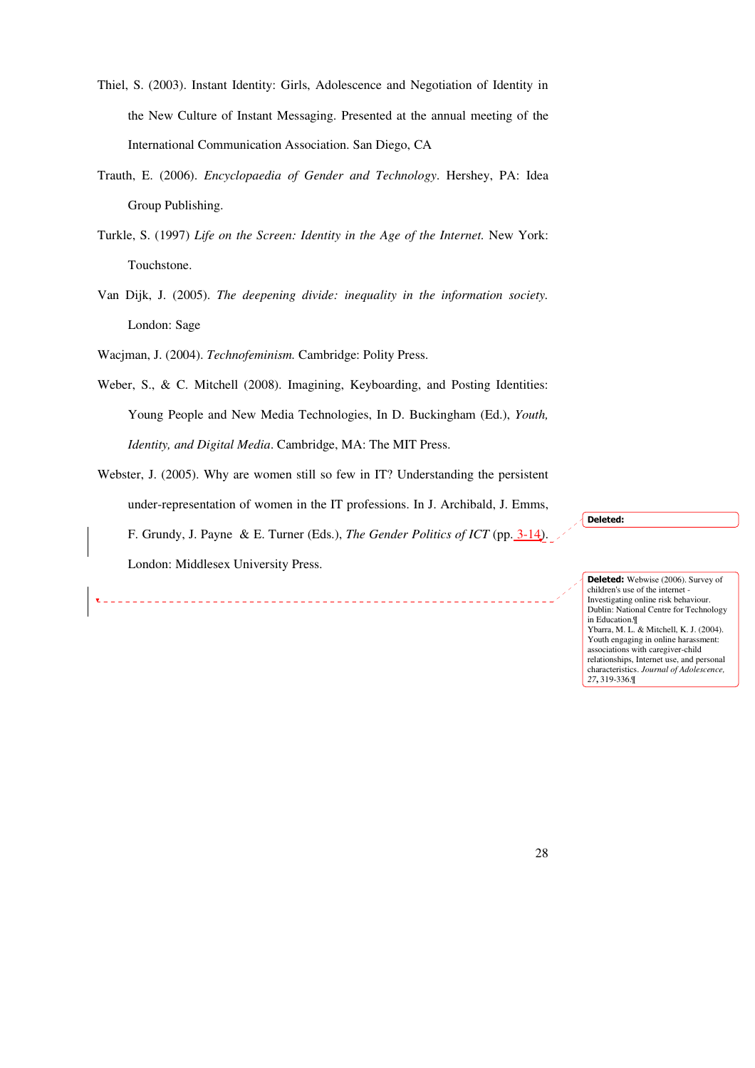Thiel, S. (2003). Instant Identity: Girls, Adolescence and Negotiation of Identity in the New Culture of Instant Messaging. Presented at the annual meeting of the International Communication Association. San Diego, CA

Trauth, E. (2006). *Encyclopaedia of Gender and Technology*. Hershey, PA: Idea Group Publishing.

Turkle, S. (1997) *Life on the Screen: Identity in the Age of the Internet.* New York: Touchstone.

Van Dijk, J. (2005). *The deepening divide: inequality in the information society.* London: Sage

Wacjman, J. (2004). *Technofeminism.* Cambridge: Polity Press.

Weber, S., & C. Mitchell (2008). Imagining, Keyboarding, and Posting Identities: Young People and New Media Technologies, In D. Buckingham (Ed.), *Youth, Identity, and Digital Media*. Cambridge, MA: The MIT Press.

Webster, J. (2005). Why are women still so few in IT? Understanding the persistent under-representation of women in the IT professions. In J. Archibald, J. Emms, F. Grundy, J. Payne & E. Turner (Eds.), *The Gender Politics of ICT* (pp. 3-14). London: Middlesex University Press.

**Deleted:**

**Deleted:** Webwise (2006). Survey of children's use of the internet - Investigating online risk behaviour. Dublin: National Centre for Technology in Education.¶
Ybarra, M. L. & Mitchell, K. J. (2004). Youth engaging in online harassment: associations with caregiver-child relationships, Internet use, and personal characteristics. *Journal of Adolescence, 27*, 319-336.¶